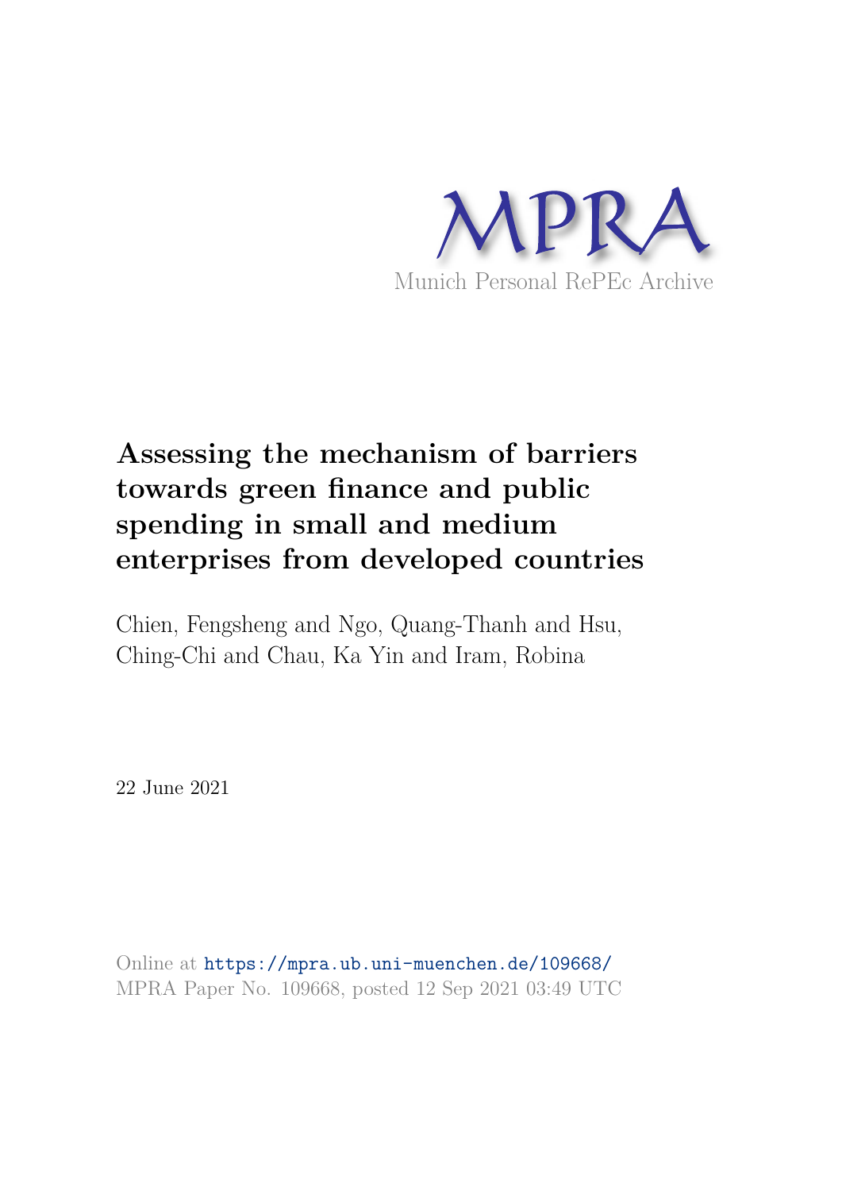MPRA

Munich Personal RePEc Archive

# Assessing the mechanism of barriers towards green finance and public spending in small and medium enterprises from developed countries

Chien, Fengsheng and Ngo, Quang-Thanh and Hsu, Ching-Chi and Chau, Ka Yin and Iram, Robina

22 June 2021

Online at https://mpra.ub.uni-muenchen.de/109668/
MPRA Paper No. 109668, posted 12 Sep 2021 03:49 UTC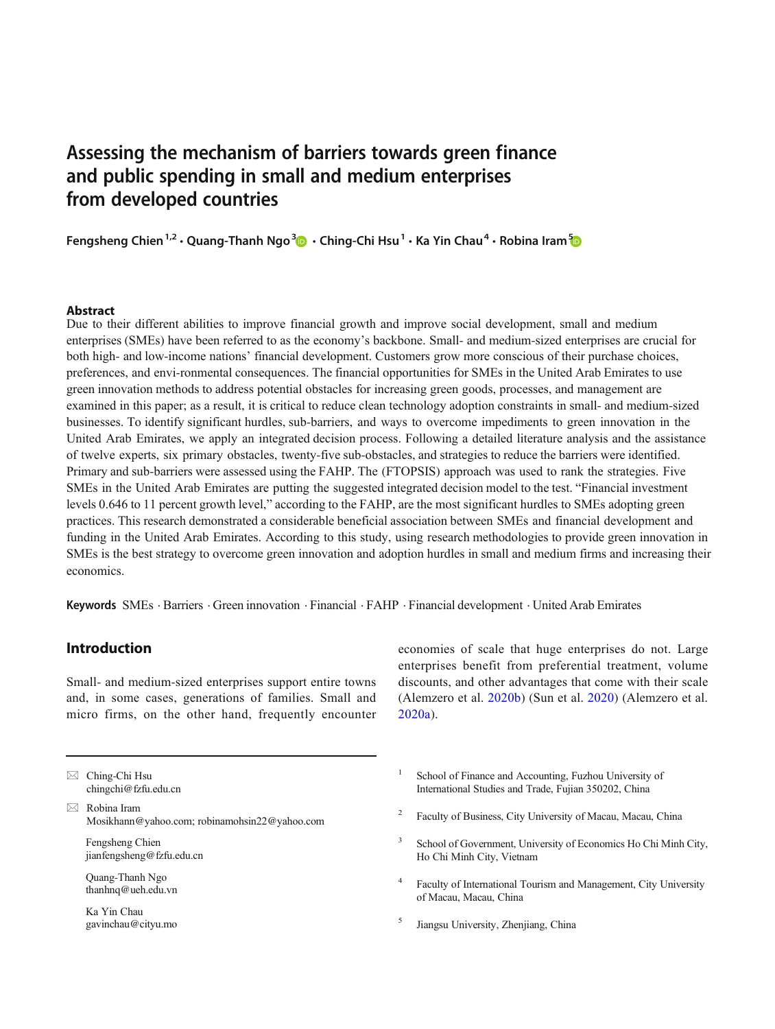# Assessing the mechanism of barriers towards green finance and public spending in small and medium enterprises from developed countries

**Fengsheng Chien**[1,2] **· Quang-Thanh Ngo**[3] **· Ching-Chi Hsu**[1] **· Ka Yin Chau**[4] **· Robina Iram**[5]

## Abstract

Due to their different abilities to improve financial growth and improve social development, small and medium enterprises (SMEs) have been referred to as the economy's backbone. Small- and medium-sized enterprises are crucial for both high- and low-income nations' financial development. Customers grow more conscious of their purchase choices, preferences, and envi-ronmental consequences. The financial opportunities for SMEs in the United Arab Emirates to use green innovation methods to address potential obstacles for increasing green goods, processes, and management are examined in this paper; as a result, it is critical to reduce clean technology adoption constraints in small- and medium-sized businesses. To identify significant hurdles, sub-barriers, and ways to overcome impediments to green innovation in the United Arab Emirates, we apply an integrated decision process. Following a detailed literature analysis and the assistance of twelve experts, six primary obstacles, twenty-five sub-obstacles, and strategies to reduce the barriers were identified. Primary and sub-barriers were assessed using the FAHP. The (FTOPSIS) approach was used to rank the strategies. Five SMEs in the United Arab Emirates are putting the suggested integrated decision model to the test. "Financial investment levels 0.646 to 11 percent growth level," according to the FAHP, are the most significant hurdles to SMEs adopting green practices. This research demonstrated a considerable beneficial association between SMEs and financial development and funding in the United Arab Emirates. According to this study, using research methodologies to provide green innovation in SMEs is the best strategy to overcome green innovation and adoption hurdles in small and medium firms and increasing their economics.

**Keywords** SMEs · Barriers · Green innovation · Financial · FAHP · Financial development · United Arab Emirates

## Introduction

Small- and medium-sized enterprises support entire towns and, in some cases, generations of families. Small and micro firms, on the other hand, frequently encounter economies of scale that huge enterprises do not. Large enterprises benefit from preferential treatment, volume discounts, and other advantages that come with their scale (Alemzero et al. 2020b) (Sun et al. 2020) (Alemzero et al. 2020a).

---

✉ Ching-Chi Hsu
chingchi@fzfu.edu.cn

✉ Robina Iram
Mosikhann@yahoo.com; robinamohsin22@yahoo.com

Fengsheng Chien
jianfengsheng@fzfu.edu.cn

Quang-Thanh Ngo
thanhnq@ueh.edu.vn

Ka Yin Chau
gavinchau@cityu.mo

[1] School of Finance and Accounting, Fuzhou University of International Studies and Trade, Fujian 350202, China

[2] Faculty of Business, City University of Macau, Macau, China

[3] School of Government, University of Economics Ho Chi Minh City, Ho Chi Minh City, Vietnam

[4] Faculty of International Tourism and Management, City University of Macau, Macau, China

[5] Jiangsu University, Zhenjiang, China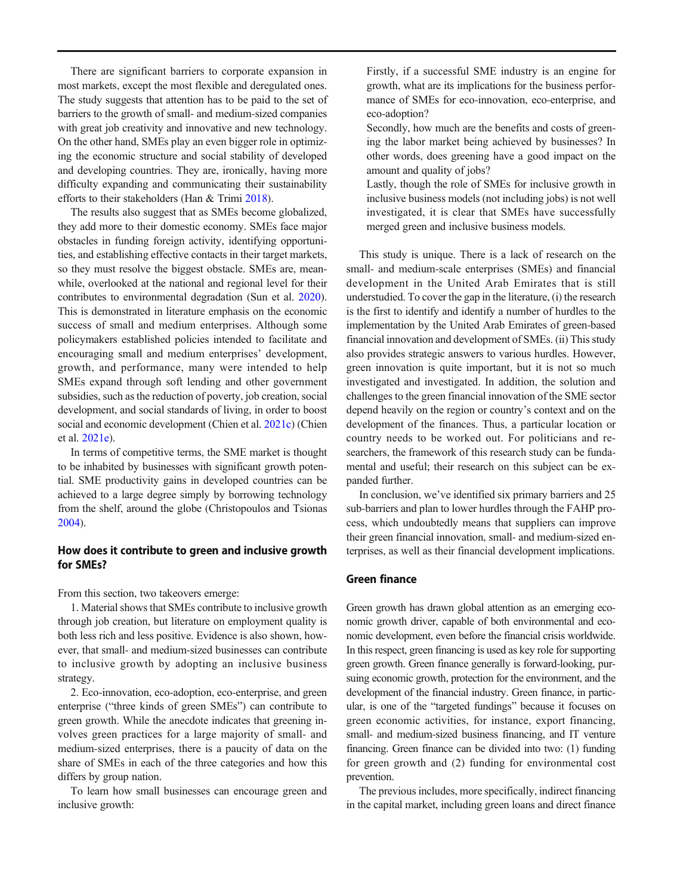There are significant barriers to corporate expansion in most markets, except the most flexible and deregulated ones. The study suggests that attention has to be paid to the set of barriers to the growth of small- and medium-sized companies with great job creativity and innovative and new technology. On the other hand, SMEs play an even bigger role in optimizing the economic structure and social stability of developed and developing countries. They are, ironically, having more difficulty expanding and communicating their sustainability efforts to their stakeholders (Han & Trimi 2018).

The results also suggest that as SMEs become globalized, they add more to their domestic economy. SMEs face major obstacles in funding foreign activity, identifying opportunities, and establishing effective contacts in their target markets, so they must resolve the biggest obstacle. SMEs are, meanwhile, overlooked at the national and regional level for their contributes to environmental degradation (Sun et al. 2020). This is demonstrated in literature emphasis on the economic success of small and medium enterprises. Although some policymakers established policies intended to facilitate and encouraging small and medium enterprises' development, growth, and performance, many were intended to help SMEs expand through soft lending and other government subsidies, such as the reduction of poverty, job creation, social development, and social standards of living, in order to boost social and economic development (Chien et al. 2021c) (Chien et al. 2021e).

In terms of competitive terms, the SME market is thought to be inhabited by businesses with significant growth potential. SME productivity gains in developed countries can be achieved to a large degree simply by borrowing technology from the shelf, around the globe (Christopoulos and Tsionas 2004).

### How does it contribute to green and inclusive growth for SMEs?

From this section, two takeovers emerge:

1. Material shows that SMEs contribute to inclusive growth through job creation, but literature on employment quality is both less rich and less positive. Evidence is also shown, however, that small- and medium-sized businesses can contribute to inclusive growth by adopting an inclusive business strategy.
2. Eco-innovation, eco-adoption, eco-enterprise, and green enterprise ("three kinds of green SMEs") can contribute to green growth. While the anecdote indicates that greening involves green practices for a large majority of small- and medium-sized enterprises, there is a paucity of data on the share of SMEs in each of the three categories and how this differs by group nation.

To learn how small businesses can encourage green and inclusive growth:

> Firstly, if a successful SME industry is an engine for growth, what are its implications for the business performance of SMEs for eco-innovation, eco-enterprise, and eco-adoption?
>
> Secondly, how much are the benefits and costs of greening the labor market being achieved by businesses? In other words, does greening have a good impact on the amount and quality of jobs?
>
> Lastly, though the role of SMEs for inclusive growth in inclusive business models (not including jobs) is not well investigated, it is clear that SMEs have successfully merged green and inclusive business models.

This study is unique. There is a lack of research on the small- and medium-scale enterprises (SMEs) and financial development in the United Arab Emirates that is still understudied. To cover the gap in the literature, (i) the research is the first to identify and identify a number of hurdles to the implementation by the United Arab Emirates of green-based financial innovation and development of SMEs. (ii) This study also provides strategic answers to various hurdles. However, green innovation is quite important, but it is not so much investigated and investigated. In addition, the solution and challenges to the green financial innovation of the SME sector depend heavily on the region or country's context and on the development of the finances. Thus, a particular location or country needs to be worked out. For politicians and researchers, the framework of this research study can be fundamental and useful; their research on this subject can be expanded further.

In conclusion, we've identified six primary barriers and 25 sub-barriers and plan to lower hurdles through the FAHP process, which undoubtedly means that suppliers can improve their green financial innovation, small- and medium-sized enterprises, as well as their financial development implications.

### Green finance

Green growth has drawn global attention as an emerging economic growth driver, capable of both environmental and economic development, even before the financial crisis worldwide. In this respect, green financing is used as key role for supporting green growth. Green finance generally is forward-looking, pursuing economic growth, protection for the environment, and the development of the financial industry. Green finance, in particular, is one of the "targeted fundings" because it focuses on green economic activities, for instance, export financing, small- and medium-sized business financing, and IT venture financing. Green finance can be divided into two: (1) funding for green growth and (2) funding for environmental cost prevention.

The previous includes, more specifically, indirect financing in the capital market, including green loans and direct finance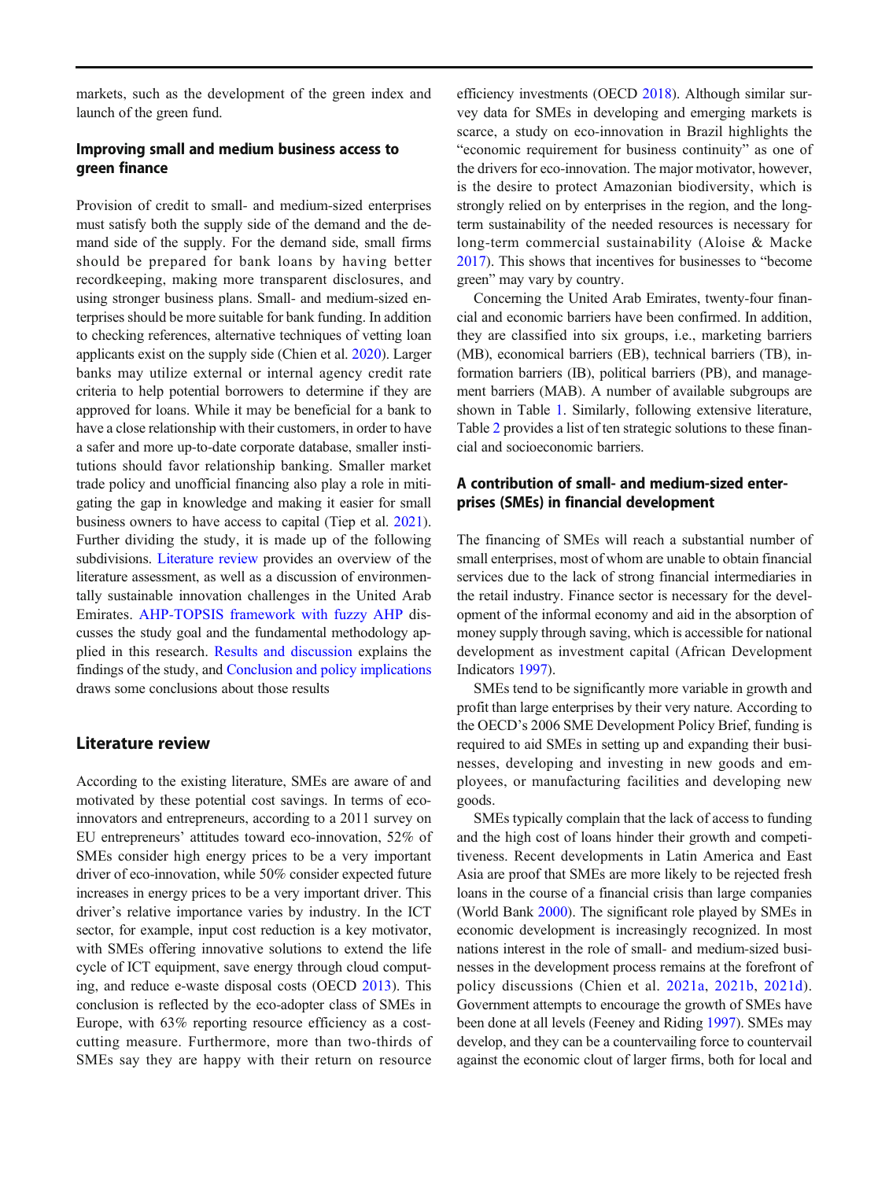markets, such as the development of the green index and launch of the green fund.

### Improving small and medium business access to green finance

Provision of credit to small- and medium-sized enterprises must satisfy both the supply side of the demand and the demand side of the supply. For the demand side, small firms should be prepared for bank loans by having better recordkeeping, making more transparent disclosures, and using stronger business plans. Small- and medium-sized enterprises should be more suitable for bank funding. In addition to checking references, alternative techniques of vetting loan applicants exist on the supply side (Chien et al. 2020). Larger banks may utilize external or internal agency credit rate criteria to help potential borrowers to determine if they are approved for loans. While it may be beneficial for a bank to have a close relationship with their customers, in order to have a safer and more up-to-date corporate database, smaller institutions should favor relationship banking. Smaller market trade policy and unofficial financing also play a role in mitigating the gap in knowledge and making it easier for small business owners to have access to capital (Tiep et al. 2021). Further dividing the study, it is made up of the following subdivisions. Literature review provides an overview of the literature assessment, as well as a discussion of environmentally sustainable innovation challenges in the United Arab Emirates. AHP-TOPSIS framework with fuzzy AHP discusses the study goal and the fundamental methodology applied in this research. Results and discussion explains the findings of the study, and Conclusion and policy implications draws some conclusions about those results

## Literature review

According to the existing literature, SMEs are aware of and motivated by these potential cost savings. In terms of eco-innovators and entrepreneurs, according to a 2011 survey on EU entrepreneurs' attitudes toward eco-innovation, 52% of SMEs consider high energy prices to be a very important driver of eco-innovation, while 50% consider expected future increases in energy prices to be a very important driver. This driver's relative importance varies by industry. In the ICT sector, for example, input cost reduction is a key motivator, with SMEs offering innovative solutions to extend the life cycle of ICT equipment, save energy through cloud computing, and reduce e-waste disposal costs (OECD 2013). This conclusion is reflected by the eco-adopter class of SMEs in Europe, with 63% reporting resource efficiency as a cost-cutting measure. Furthermore, more than two-thirds of SMEs say they are happy with their return on resource efficiency investments (OECD 2018). Although similar survey data for SMEs in developing and emerging markets is scarce, a study on eco-innovation in Brazil highlights the "economic requirement for business continuity" as one of the drivers for eco-innovation. The major motivator, however, is the desire to protect Amazonian biodiversity, which is strongly relied on by enterprises in the region, and the long-term sustainability of the needed resources is necessary for long-term commercial sustainability (Aloise & Macke 2017). This shows that incentives for businesses to "become green" may vary by country.

Concerning the United Arab Emirates, twenty-four financial and economic barriers have been confirmed. In addition, they are classified into six groups, i.e., marketing barriers (MB), economical barriers (EB), technical barriers (TB), information barriers (IB), political barriers (PB), and management barriers (MAB). A number of available subgroups are shown in Table 1. Similarly, following extensive literature, Table 2 provides a list of ten strategic solutions to these financial and socioeconomic barriers.

### A contribution of small- and medium-sized enterprises (SMEs) in financial development

The financing of SMEs will reach a substantial number of small enterprises, most of whom are unable to obtain financial services due to the lack of strong financial intermediaries in the retail industry. Finance sector is necessary for the development of the informal economy and aid in the absorption of money supply through saving, which is accessible for national development as investment capital (African Development Indicators 1997).

SMEs tend to be significantly more variable in growth and profit than large enterprises by their very nature. According to the OECD's 2006 SME Development Policy Brief, funding is required to aid SMEs in setting up and expanding their businesses, developing and investing in new goods and employees, or manufacturing facilities and developing new goods.

SMEs typically complain that the lack of access to funding and the high cost of loans hinder their growth and competitiveness. Recent developments in Latin America and East Asia are proof that SMEs are more likely to be rejected fresh loans in the course of a financial crisis than large companies (World Bank 2000). The significant role played by SMEs in economic development is increasingly recognized. In most nations interest in the role of small- and medium-sized businesses in the development process remains at the forefront of policy discussions (Chien et al. 2021a, 2021b, 2021d). Government attempts to encourage the growth of SMEs have been done at all levels (Feeney and Riding 1997). SMEs may develop, and they can be a countervailing force to countervail against the economic clout of larger firms, both for local and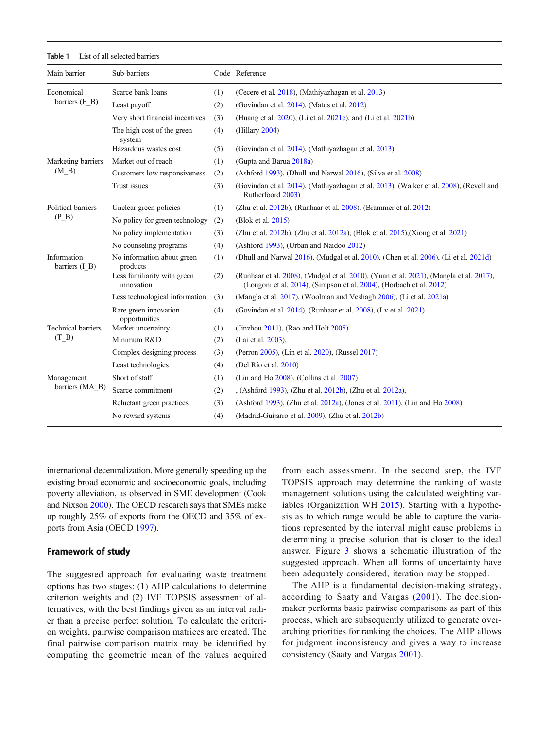**Table 1** List of all selected barriers

| Main barrier | Sub-barriers | Code | Reference |
|---|---|---|---|
| Economical barriers (E_B) | Scarce bank loans | (1) | (Cecere et al. 2018), (Mathiyazhagan et al. 2013) |
| | Least payoff | (2) | (Govindan et al. 2014), (Matus et al. 2012) |
| | Very short financial incentives | (3) | (Huang et al. 2020), (Li et al. 2021c), and (Li et al. 2021b) |
| | The high cost of the green system | (4) | (Hillary 2004) |
| | Hazardous wastes cost | (5) | (Govindan et al. 2014), (Mathiyazhagan et al. 2013) |
| Marketing barriers (M_B) | Market out of reach | (1) | (Gupta and Barua 2018a) |
| | Customers low responsiveness | (2) | (Ashford 1993), (Dhull and Narwal 2016), (Silva et al. 2008) |
| | Trust issues | (3) | (Govindan et al. 2014), (Mathiyazhagan et al. 2013), (Walker et al. 2008), (Revell and Rutherfoord 2003) |
| Political barriers (P_B) | Unclear green policies | (1) | (Zhu et al. 2012b), (Runhaar et al. 2008), (Brammer et al. 2012) |
| | No policy for green technology | (2) | (Blok et al. 2015) |
| | No policy implementation | (3) | (Zhu et al. 2012b), (Zhu et al. 2012a), (Blok et al. 2015),(Xiong et al. 2021) |
| | No counseling programs | (4) | (Ashford 1993), (Urban and Naidoo 2012) |
| Information barriers (I_B) | No information about green products | (1) | (Dhull and Narwal 2016), (Mudgal et al. 2010), (Chen et al. 2006), (Li et al. 2021d) |
| | Less familiarity with green innovation | (2) | (Runhaar et al. 2008), (Mudgal et al. 2010), (Yuan et al. 2021), (Mangla et al. 2017), (Longoni et al. 2014), (Simpson et al. 2004), (Horbach et al. 2012) |
| | Less technological information | (3) | (Mangla et al. 2017), (Woolman and Veshagh 2006), (Li et al. 2021a) |
| | Rare green innovation opportunities | (4) | (Govindan et al. 2014), (Runhaar et al. 2008), (Lv et al. 2021) |
| Technical barriers (T_B) | Market uncertainty | (1) | (Jinzhou 2011), (Rao and Holt 2005) |
| | Minimum R&D | (2) | (Lai et al. 2003), |
| | Complex designing process | (3) | (Perron 2005), (Lin et al. 2020), (Russel 2017) |
| | Least technologies | (4) | (Del Río et al. 2010) |
| Management barriers (MA_B) | Short of staff | (1) | (Lin and Ho 2008), (Collins et al. 2007) |
| | Scarce commitment | (2) | , (Ashford 1993), (Zhu et al. 2012b), (Zhu et al. 2012a), |
| | Reluctant green practices | (3) | (Ashford 1993), (Zhu et al. 2012a), (Jones et al. 2011), (Lin and Ho 2008) |
| | No reward systems | (4) | (Madrid-Guijarro et al. 2009), (Zhu et al. 2012b) |

international decentralization. More generally speeding up the existing broad economic and socioeconomic goals, including poverty alleviation, as observed in SME development (Cook and Nixson 2000). The OECD research says that SMEs make up roughly 25% of exports from the OECD and 35% of exports from Asia (OECD 1997).

## Framework of study

The suggested approach for evaluating waste treatment options has two stages: (1) AHP calculations to determine criterion weights and (2) IVF TOPSIS assessment of alternatives, with the best findings given as an interval rather than a precise perfect solution. To calculate the criterion weights, pairwise comparison matrices are created. The final pairwise comparison matrix may be identified by computing the geometric mean of the values acquired from each assessment. In the second step, the IVF TOPSIS approach may determine the ranking of waste management solutions using the calculated weighting variables (Organization WH 2015). Starting with a hypothesis as to which range would be able to capture the variations represented by the interval might cause problems in determining a precise solution that is closer to the ideal answer. Figure 3 shows a schematic illustration of the suggested approach. When all forms of uncertainty have been adequately considered, iteration may be stopped.

The AHP is a fundamental decision-making strategy, according to Saaty and Vargas (2001). The decision-maker performs basic pairwise comparisons as part of this process, which are subsequently utilized to generate overarching priorities for ranking the choices. The AHP allows for judgment inconsistency and gives a way to increase consistency (Saaty and Vargas 2001).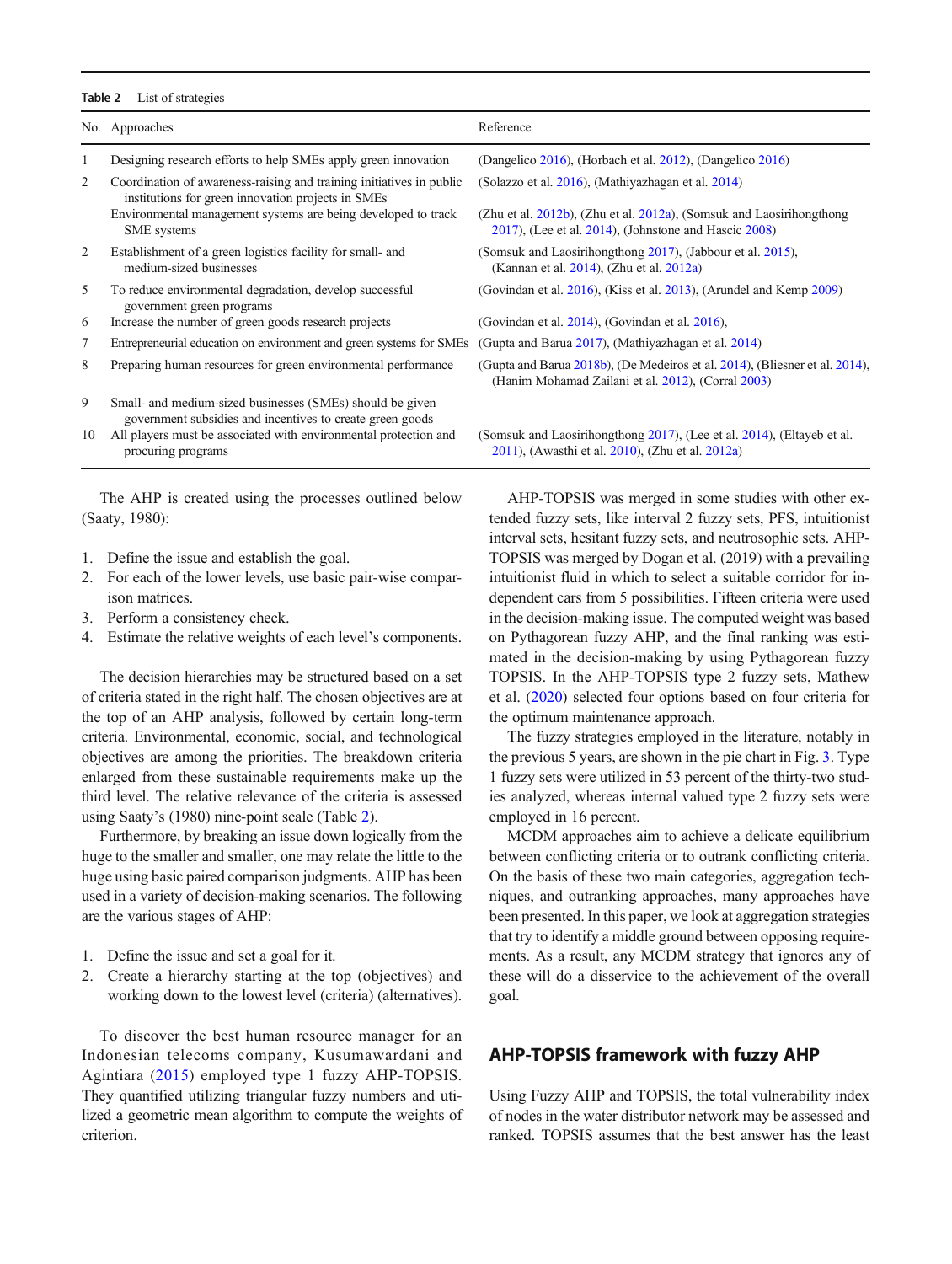Table 2 List of strategies

| No. | Approaches | Reference |
|---|---|---|
| 1 | Designing research efforts to help SMEs apply green innovation | (Dangelico 2016), (Horbach et al. 2012), (Dangelico 2016) |
| 2 | Coordination of awareness-raising and training initiatives in public institutions for green innovation projects in SMEs | (Solazzo et al. 2016), (Mathiyazhagan et al. 2014) |
| | Environmental management systems are being developed to track SME systems | (Zhu et al. 2012b), (Zhu et al. 2012a), (Somsuk and Laosirihongthong 2017), (Lee et al. 2014), (Johnstone and Hascic 2008) |
| 2 | Establishment of a green logistics facility for small- and medium-sized businesses | (Somsuk and Laosirihongthong 2017), (Jabbour et al. 2015), (Kannan et al. 2014), (Zhu et al. 2012a) |
| 5 | To reduce environmental degradation, develop successful government green programs | (Govindan et al. 2016), (Kiss et al. 2013), (Arundel and Kemp 2009) |
| 6 | Increase the number of green goods research projects | (Govindan et al. 2014), (Govindan et al. 2016), |
| 7 | Entrepreneurial education on environment and green systems for SMEs | (Gupta and Barua 2017), (Mathiyazhagan et al. 2014) |
| 8 | Preparing human resources for green environmental performance | (Gupta and Barua 2018b), (De Medeiros et al. 2014), (Bliesner et al. 2014), (Hanim Mohamad Zailani et al. 2012), (Corral 2003) |
| 9 | Small- and medium-sized businesses (SMEs) should be given government subsidies and incentives to create green goods | |
| 10 | All players must be associated with environmental protection and procuring programs | (Somsuk and Laosirihongthong 2017), (Lee et al. 2014), (Eltayeb et al. 2011), (Awasthi et al. 2010), (Zhu et al. 2012a) |

The AHP is created using the processes outlined below (Saaty, 1980):

1. Define the issue and establish the goal.
2. For each of the lower levels, use basic pair-wise comparison matrices.
3. Perform a consistency check.
4. Estimate the relative weights of each level's components.

The decision hierarchies may be structured based on a set of criteria stated in the right half. The chosen objectives are at the top of an AHP analysis, followed by certain long-term criteria. Environmental, economic, social, and technological objectives are among the priorities. The breakdown criteria enlarged from these sustainable requirements make up the third level. The relative relevance of the criteria is assessed using Saaty's (1980) nine-point scale (Table 2).

Furthermore, by breaking an issue down logically from the huge to the smaller and smaller, one may relate the little to the huge using basic paired comparison judgments. AHP has been used in a variety of decision-making scenarios. The following are the various stages of AHP:

1. Define the issue and set a goal for it.
2. Create a hierarchy starting at the top (objectives) and working down to the lowest level (criteria) (alternatives).

To discover the best human resource manager for an Indonesian telecoms company, Kusumawardani and Agintiara (2015) employed type 1 fuzzy AHP-TOPSIS. They quantified utilizing triangular fuzzy numbers and utilized a geometric mean algorithm to compute the weights of criterion.

AHP-TOPSIS was merged in some studies with other extended fuzzy sets, like interval 2 fuzzy sets, PFS, intuitionist interval sets, hesitant fuzzy sets, and neutrosophic sets. AHP-TOPSIS was merged by Dogan et al. (2019) with a prevailing intuitionist fluid in which to select a suitable corridor for independent cars from 5 possibilities. Fifteen criteria were used in the decision-making issue. The computed weight was based on Pythagorean fuzzy AHP, and the final ranking was estimated in the decision-making by using Pythagorean fuzzy TOPSIS. In the AHP-TOPSIS type 2 fuzzy sets, Mathew et al. (2020) selected four options based on four criteria for the optimum maintenance approach.

The fuzzy strategies employed in the literature, notably in the previous 5 years, are shown in the pie chart in Fig. 3. Type 1 fuzzy sets were utilized in 53 percent of the thirty-two studies analyzed, whereas internal valued type 2 fuzzy sets were employed in 16 percent.

MCDM approaches aim to achieve a delicate equilibrium between conflicting criteria or to outrank conflicting criteria. On the basis of these two main categories, aggregation techniques, and outranking approaches, many approaches have been presented. In this paper, we look at aggregation strategies that try to identify a middle ground between opposing requirements. As a result, any MCDM strategy that ignores any of these will do a disservice to the achievement of the overall goal.

## AHP-TOPSIS framework with fuzzy AHP

Using Fuzzy AHP and TOPSIS, the total vulnerability index of nodes in the water distributor network may be assessed and ranked. TOPSIS assumes that the best answer has the least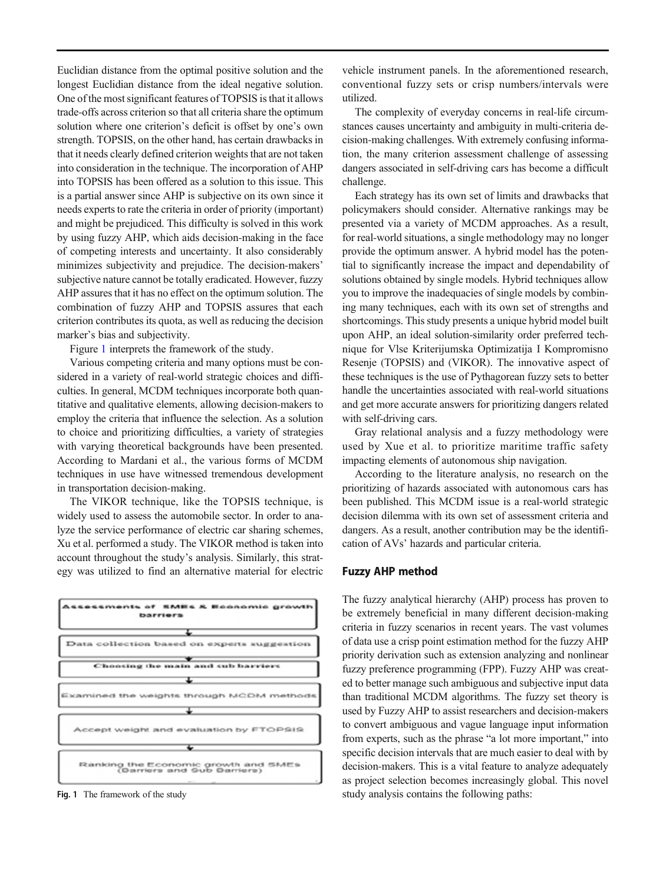Euclidian distance from the optimal positive solution and the longest Euclidian distance from the ideal negative solution. One of the most significant features of TOPSIS is that it allows trade-offs across criterion so that all criteria share the optimum solution where one criterion's deficit is offset by one's own strength. TOPSIS, on the other hand, has certain drawbacks in that it needs clearly defined criterion weights that are not taken into consideration in the technique. The incorporation of AHP into TOPSIS has been offered as a solution to this issue. This is a partial answer since AHP is subjective on its own since it needs experts to rate the criteria in order of priority (important) and might be prejudiced. This difficulty is solved in this work by using fuzzy AHP, which aids decision-making in the face of competing interests and uncertainty. It also considerably minimizes subjectivity and prejudice. The decision-makers' subjective nature cannot be totally eradicated. However, fuzzy AHP assures that it has no effect on the optimum solution. The combination of fuzzy AHP and TOPSIS assures that each criterion contributes its quota, as well as reducing the decision marker's bias and subjectivity.

Figure 1 interprets the framework of the study.

Various competing criteria and many options must be considered in a variety of real-world strategic choices and difficulties. In general, MCDM techniques incorporate both quantitative and qualitative elements, allowing decision-makers to employ the criteria that influence the selection. As a solution to choice and prioritizing difficulties, a variety of strategies with varying theoretical backgrounds have been presented. According to Mardani et al., the various forms of MCDM techniques in use have witnessed tremendous development in transportation decision-making.

The VIKOR technique, like the TOPSIS technique, is widely used to assess the automobile sector. In order to analyze the service performance of electric car sharing schemes, Xu et al. performed a study. The VIKOR method is taken into account throughout the study's analysis. Similarly, this strategy was utilized to find an alternative material for electric vehicle instrument panels. In the aforementioned research, conventional fuzzy sets or crisp numbers/intervals were utilized.

Assessments of SMEs & Economic growth barriers

Data collection based on experts suggestion

Choosing the main and sub barriers

Examined the weights through MCDM methods

Accept weight and evaluation by FTOPSIS

Ranking the Economic growth and SMEs (Barriers and Sub Barriers)

**Fig. 1** The framework of the study

The complexity of everyday concerns in real-life circumstances causes uncertainty and ambiguity in multi-criteria decision-making challenges. With extremely confusing information, the many criterion assessment challenge of assessing dangers associated in self-driving cars has become a difficult challenge.

Each strategy has its own set of limits and drawbacks that policymakers should consider. Alternative rankings may be presented via a variety of MCDM approaches. As a result, for real-world situations, a single methodology may no longer provide the optimum answer. A hybrid model has the potential to significantly increase the impact and dependability of solutions obtained by single models. Hybrid techniques allow you to improve the inadequacies of single models by combining many techniques, each with its own set of strengths and shortcomings. This study presents a unique hybrid model built upon AHP, an ideal solution-similarity order preferred technique for Vlse Kriterijumska Optimizatija I Kompromisno Resenje (TOPSIS) and (VIKOR). The innovative aspect of these techniques is the use of Pythagorean fuzzy sets to better handle the uncertainties associated with real-world situations and get more accurate answers for prioritizing dangers related with self-driving cars.

Gray relational analysis and a fuzzy methodology were used by Xue et al. to prioritize maritime traffic safety impacting elements of autonomous ship navigation.

According to the literature analysis, no research on the prioritizing of hazards associated with autonomous cars has been published. This MCDM issue is a real-world strategic decision dilemma with its own set of assessment criteria and dangers. As a result, another contribution may be the identification of AVs' hazards and particular criteria.

## Fuzzy AHP method

The fuzzy analytical hierarchy (AHP) process has proven to be extremely beneficial in many different decision-making criteria in fuzzy scenarios in recent years. The vast volumes of data use a crisp point estimation method for the fuzzy AHP priority derivation such as extension analyzing and nonlinear fuzzy preference programming (FPP). Fuzzy AHP was created to better manage such ambiguous and subjective input data than traditional MCDM algorithms. The fuzzy set theory is used by Fuzzy AHP to assist researchers and decision-makers to convert ambiguous and vague language input information from experts, such as the phrase "a lot more important," into specific decision intervals that are much easier to deal with by decision-makers. This is a vital feature to analyze adequately as project selection becomes increasingly global. This novel study analysis contains the following paths: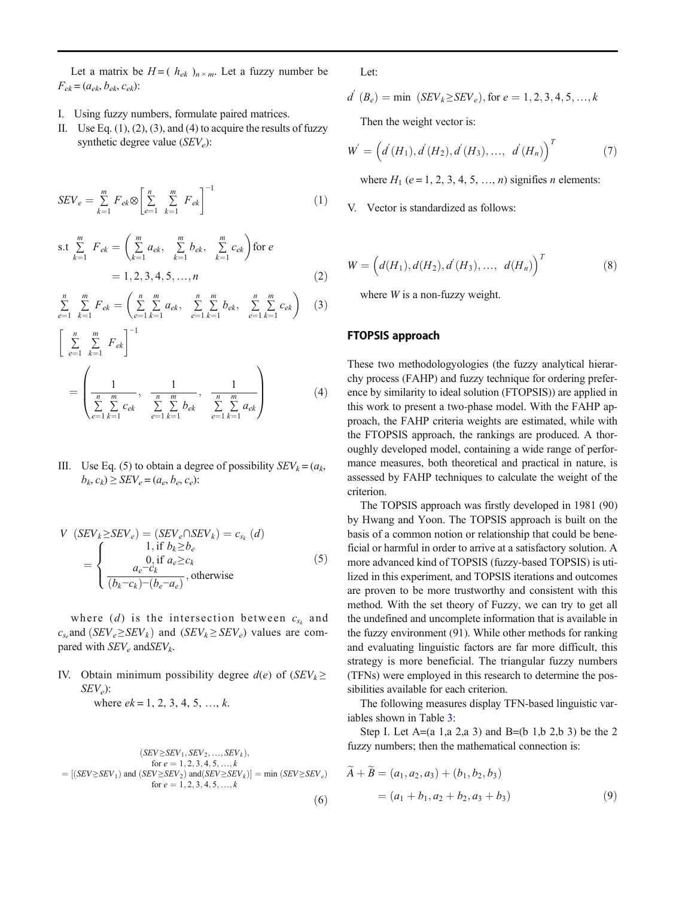Let a matrix be $H = (h_{ek})_{n \times m}$. Let a fuzzy number be $F_{ek} = (a_{ek}, b_{ek}, c_{ek})$:

I. Using fuzzy numbers, formulate paired matrices.

II. Use Eq. (1), (2), (3), and (4) to acquire the results of fuzzy synthetic degree value ($SEV_e$):

$$SEV_e = \sum_{k=1}^{m} F_{ek} \otimes \left[ \sum_{e=1}^{n} \sum_{k=1}^{m} F_{ek} \right]^{-1} \tag{1}$$

$$\text{s.t} \sum_{k=1}^{m} F_{ek} = \left( \sum_{k=1}^{m} a_{ek}, \sum_{k=1}^{m} b_{ek}, \sum_{k=1}^{m} c_{ek} \right) \text{for } e = 1, 2, 3, 4, 5, \ldots, n \tag{2}$$

$$\sum_{e=1}^{n} \sum_{k=1}^{m} F_{ek} = \left( \sum_{e=1}^{n} \sum_{k=1}^{m} a_{ek}, \sum_{e=1}^{n} \sum_{k=1}^{m} b_{ek}, \sum_{e=1}^{n} \sum_{k=1}^{m} c_{ek} \right) \tag{3}$$

$$\left[ \sum_{e=1}^{n} \sum_{k=1}^{m} F_{ek} \right]^{-1} = \left( \frac{1}{\sum_{e=1}^{n} \sum_{k=1}^{m} c_{ek}}, \frac{1}{\sum_{e=1}^{n} \sum_{k=1}^{m} b_{ek}}, \frac{1}{\sum_{e=1}^{n} \sum_{k=1}^{m} a_{ek}} \right) \tag{4}$$

III. Use Eq. (5) to obtain a degree of possibility $SEV_k = (a_k, b_k, c_k) \geq SEV_e = (a_e, b_e, c_e)$:

$$V\ (SEV_k \geq SEV_e) = (SEV_e \cap SEV_k) = c_{s_k}\ (d) = \begin{cases} 1, \text{if } b_k \geq b_e \\ 0, \text{if } a_e \geq c_k \\ \dfrac{a_e - c_k}{(b_k - c_k) - (b_e - a_e)}, \text{otherwise} \end{cases} \tag{5}$$

where $(d)$ is the intersection between $c_{s_k}$ and $c_{s_e}$ and $(SEV_e \geq SEV_k)$ and $(SEV_k \geq SEV_e)$ values are compared with $SEV_e$ and $SEV_k$.

IV. Obtain minimum possibility degree $d(e)$ of $(SEV_k \geq SEV_e)$:

where $ek = 1, 2, 3, 4, 5, \ldots, k$.

$$\begin{aligned} &(SEV \geq SEV_1, SEV_2, \ldots, SEV_k), \\ &\text{for } e = 1, 2, 3, 4, 5, \ldots, k \\ &= [(SEV \geq SEV_1) \text{ and } (SEV \geq SEV_2) \text{ and} (SEV \geq SEV_k)] = \min\ (SEV \geq SEV_e) \\ &\text{for } e = 1, 2, 3, 4, 5, \ldots, k \end{aligned} \tag{6}$$

Let:

$$d^{'}\ (B_e) = \min\ (SEV_k \geq SEV_e), \text{for } e = 1, 2, 3, 4, 5, \ldots, k$$

Then the weight vector is:

$$W^{'} = \left( d^{'}(H_1), d^{'}(H_2), d^{'}(H_3), \ldots, d^{'}(H_n) \right)^T \tag{7}$$

where $H_1$ ($e = 1, 2, 3, 4, 5, \ldots, n$) signifies $n$ elements:

V. Vector is standardized as follows:

$$W = \left( d(H_1), d(H_2), d^{'}(H_3), \ldots, d(H_n) \right)^T \tag{8}$$

where $W$ is a non-fuzzy weight.

## FTOPSIS approach

These two methodologyologies (the fuzzy analytical hierarchy process (FAHP) and fuzzy technique for ordering preference by similarity to ideal solution (FTOPSIS)) are applied in this work to present a two-phase model. With the FAHP approach, the FAHP criteria weights are estimated, while with the FTOPSIS approach, the rankings are produced. A thoroughly developed model, containing a wide range of performance measures, both theoretical and practical in nature, is assessed by FAHP techniques to calculate the weight of the criterion.

The TOPSIS approach was firstly developed in 1981 (90) by Hwang and Yoon. The TOPSIS approach is built on the basis of a common notion or relationship that could be beneficial or harmful in order to arrive at a satisfactory solution. A more advanced kind of TOPSIS (fuzzy-based TOPSIS) is utilized in this experiment, and TOPSIS iterations and outcomes are proven to be more trustworthy and consistent with this method. With the set theory of Fuzzy, we can try to get all the undefined and uncomplete information that is available in the fuzzy environment (91). While other methods for ranking and evaluating linguistic factors are far more difficult, this strategy is more beneficial. The triangular fuzzy numbers (TFNs) were employed in this research to determine the possibilities available for each criterion.

The following measures display TFN-based linguistic variables shown in Table 3:

Step I. Let A=(a 1,a 2,a 3) and B=(b 1,b 2,b 3) be the 2 fuzzy numbers; then the mathematical connection is:

$$\widetilde{A} + \widetilde{B} = (a_1, a_2, a_3) + (b_1, b_2, b_3) = (a_1 + b_1, a_2 + b_2, a_3 + b_3) \tag{9}$$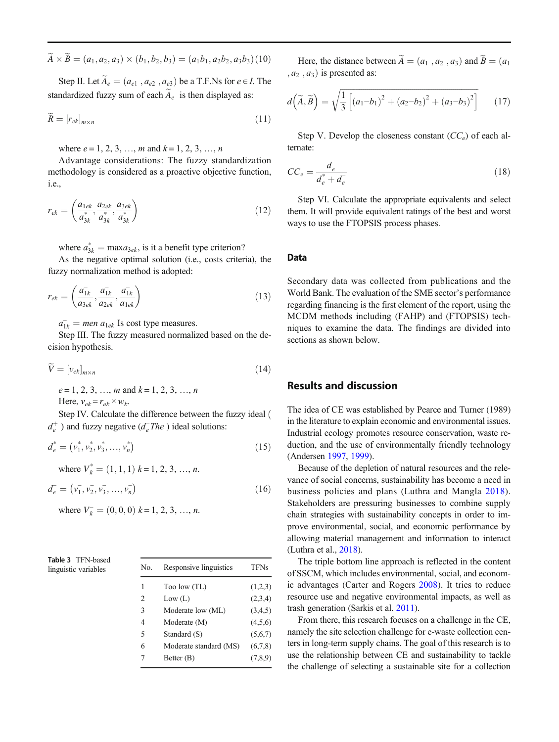$$\widetilde{A} \times \widetilde{B} = (a_1, a_2, a_3) \times (b_1, b_2, b_3) = (a_1 b_1, a_2 b_2, a_3 b_3) \quad (10)$$

Step II. Let $\widetilde{A}_e = (a_{e1}\ , a_{e2}\ , a_{e3})$ be a T.F.Ns for $e \in I$. The standardized fuzzy sum of each $\widetilde{A}_e$ is then displayed as:

$$\widetilde{R} = [r_{ek}]_{m \times n} \quad (11)$$

where $e = 1, 2, 3, \ldots, m$ and $k = 1, 2, 3, \ldots, n$

Advantage considerations: The fuzzy standardization methodology is considered as a proactive objective function, i.e.,

$$r_{ek} = \left( \frac{a_{1ek}}{a_{3k}^{*}}, \frac{a_{2ek}}{a_{3k}^{*}}, \frac{a_{3ek}}{a_{3k}^{*}} \right) \quad (12)$$

where $a_{3k}^{*} = \max a_{3ek}$, is it a benefit type criterion?

As the negative optimal solution (i.e., costs criteria), the fuzzy normalization method is adopted:

$$r_{ek} = \left( \frac{a_{1k}^{-}}{a_{3ek}}, \frac{a_{1k}^{-}}{a_{2ek}}, \frac{a_{1k}^{-}}{a_{1ek}} \right) \quad (13)$$

$a_{1k}^{-} = men\ a_{1ek}$ Is cost type measures.

Step III. The fuzzy measured normalized based on the decision hypothesis.

$$\widetilde{V} = [v_{ek}]_{m \times n} \quad (14)$$

$e = 1, 2, 3, \ldots, m$ and $k = 1, 2, 3, \ldots, n$

Here, $v_{ek} = r_{ek} \times w_k$.

Step IV. Calculate the difference between the fuzzy ideal ( $d_e^{+}$ ) and fuzzy negative ($d_e^{-}$The ) ideal solutions:

$$d_e^{*} = \left( v_1^{*}, v_2^{*}, v_3^{*}, \ldots, v_n^{*} \right) \quad (15)$$

where $V_k^{*} = (1, 1, 1)$ $k = 1, 2, 3, \ldots, n$.

$$d_e^{-} = \left( v_1^{-}, v_2^{-}, v_3^{-}, \ldots, v_n^{-} \right) \quad (16)$$

where $V_k^{-} = (0, 0, 0)$ $k = 1, 2, 3, \ldots, n$.

Table 3 TFN-based linguistic variables

| No. | Responsive linguistics | TFNs |
|---|---|---|
| 1 | Too low (TL) | (1,2,3) |
| 2 | Low (L) | (2,3,4) |
| 3 | Moderate low (ML) | (3,4,5) |
| 4 | Moderate (M) | (4,5,6) |
| 5 | Standard (S) | (5,6,7) |
| 6 | Moderate standard (MS) | (6,7,8) |
| 7 | Better (B) | (7,8,9) |

Here, the distance between $\widetilde{A} = (a_1\ , a_2\ , a_3)$ and $\widetilde{B} = (a_1\ , a_2\ , a_3)$ is presented as:

$$d\left(\widetilde{A}, \widetilde{B}\right) = \sqrt{\frac{1}{3}\left[ (a_1 - b_1)^2 + (a_2 - b_2)^2 + (a_3 - b_3)^2 \right]} \quad (17)$$

Step V. Develop the closeness constant ($CC_e$) of each alternate:

$$CC_e = \frac{d_e^{-}}{d_e^{*} + d_e^{-}} \quad (18)$$

Step VI. Calculate the appropriate equivalents and select them. It will provide equivalent ratings of the best and worst ways to use the FTOPSIS process phases.

## Data

Secondary data was collected from publications and the World Bank. The evaluation of the SME sector's performance regarding financing is the first element of the report, using the MCDM methods including (FAHP) and (FTOPSIS) techniques to examine the data. The findings are divided into sections as shown below.

## Results and discussion

The idea of CE was established by Pearce and Turner (1989) in the literature to explain economic and environmental issues. Industrial ecology promotes resource conservation, waste reduction, and the use of environmentally friendly technology (Andersen 1997, 1999).

Because of the depletion of natural resources and the relevance of social concerns, sustainability has become a need in business policies and plans (Luthra and Mangla 2018). Stakeholders are pressuring businesses to combine supply chain strategies with sustainability concepts in order to improve environmental, social, and economic performance by allowing material management and information to interact (Luthra et al., 2018).

The triple bottom line approach is reflected in the content of SSCM, which includes environmental, social, and economic advantages (Carter and Rogers 2008). It tries to reduce resource use and negative environmental impacts, as well as trash generation (Sarkis et al. 2011).

From there, this research focuses on a challenge in the CE, namely the site selection challenge for e-waste collection centers in long-term supply chains. The goal of this research is to use the relationship between CE and sustainability to tackle the challenge of selecting a sustainable site for a collection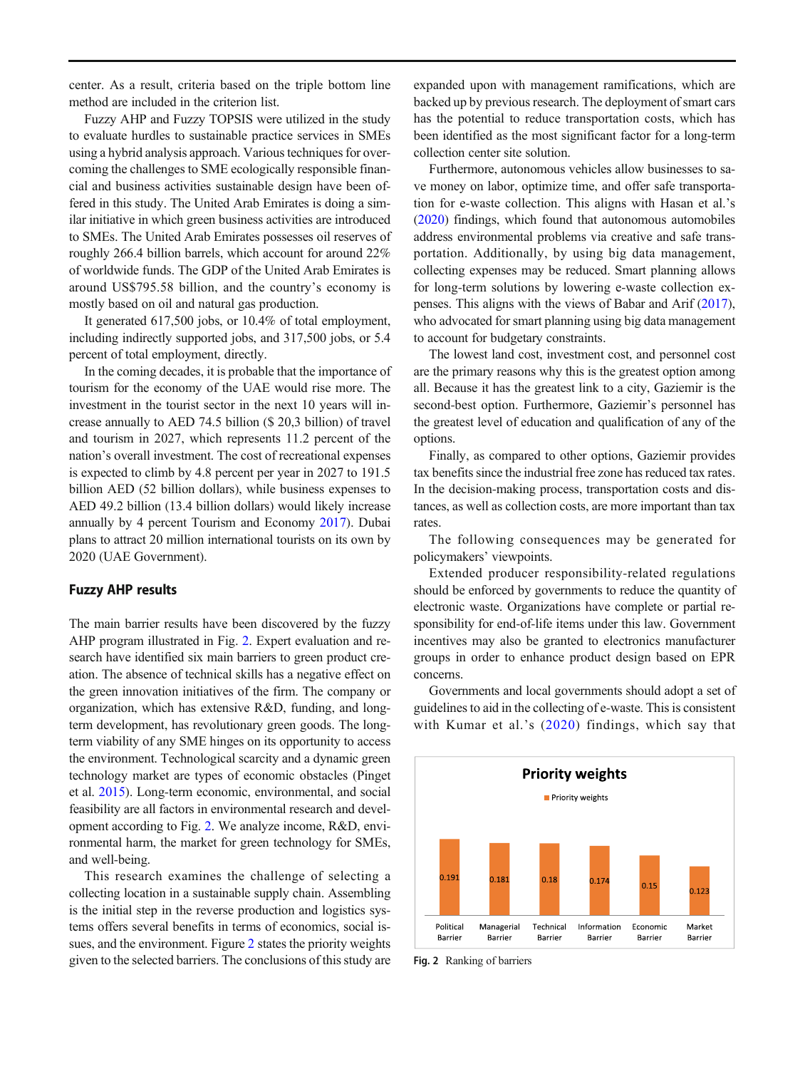center. As a result, criteria based on the triple bottom line method are included in the criterion list.

Fuzzy AHP and Fuzzy TOPSIS were utilized in the study to evaluate hurdles to sustainable practice services in SMEs using a hybrid analysis approach. Various techniques for overcoming the challenges to SME ecologically responsible financial and business activities sustainable design have been offered in this study. The United Arab Emirates is doing a similar initiative in which green business activities are introduced to SMEs. The United Arab Emirates possesses oil reserves of roughly 266.4 billion barrels, which account for around 22% of worldwide funds. The GDP of the United Arab Emirates is around US$795.58 billion, and the country's economy is mostly based on oil and natural gas production.

It generated 617,500 jobs, or 10.4% of total employment, including indirectly supported jobs, and 317,500 jobs, or 5.4 percent of total employment, directly.

In the coming decades, it is probable that the importance of tourism for the economy of the UAE would rise more. The investment in the tourist sector in the next 10 years will increase annually to AED 74.5 billion ($ 20,3 billion) of travel and tourism in 2027, which represents 11.2 percent of the nation's overall investment. The cost of recreational expenses is expected to climb by 4.8 percent per year in 2027 to 191.5 billion AED (52 billion dollars), while business expenses to AED 49.2 billion (13.4 billion dollars) would likely increase annually by 4 percent Tourism and Economy 2017). Dubai plans to attract 20 million international tourists on its own by 2020 (UAE Government).

## Fuzzy AHP results

The main barrier results have been discovered by the fuzzy AHP program illustrated in Fig. 2. Expert evaluation and research have identified six main barriers to green product creation. The absence of technical skills has a negative effect on the green innovation initiatives of the firm. The company or organization, which has extensive R&D, funding, and long-term development, has revolutionary green goods. The long-term viability of any SME hinges on its opportunity to access the environment. Technological scarcity and a dynamic green technology market are types of economic obstacles (Pinget et al. 2015). Long-term economic, environmental, and social feasibility are all factors in environmental research and development according to Fig. 2. We analyze income, R&D, environmental harm, the market for green technology for SMEs, and well-being.

This research examines the challenge of selecting a collecting location in a sustainable supply chain. Assembling is the initial step in the reverse production and logistics systems offers several benefits in terms of economics, social issues, and the environment. Figure 2 states the priority weights given to the selected barriers. The conclusions of this study are expanded upon with management ramifications, which are backed up by previous research. The deployment of smart cars has the potential to reduce transportation costs, which has been identified as the most significant factor for a long-term collection center site solution.

Furthermore, autonomous vehicles allow businesses to save money on labor, optimize time, and offer safe transportation for e-waste collection. This aligns with Hasan et al.'s (2020) findings, which found that autonomous automobiles address environmental problems via creative and safe transportation. Additionally, by using big data management, collecting expenses may be reduced. Smart planning allows for long-term solutions by lowering e-waste collection expenses. This aligns with the views of Babar and Arif (2017), who advocated for smart planning using big data management to account for budgetary constraints.

The lowest land cost, investment cost, and personnel cost are the primary reasons why this is the greatest option among all. Because it has the greatest link to a city, Gaziemir is the second-best option. Furthermore, Gaziemir's personnel has the greatest level of education and qualification of any of the options.

Finally, as compared to other options, Gaziemir provides tax benefits since the industrial free zone has reduced tax rates. In the decision-making process, transportation costs and distances, as well as collection costs, are more important than tax rates.

The following consequences may be generated for policymakers' viewpoints.

Extended producer responsibility-related regulations should be enforced by governments to reduce the quantity of electronic waste. Organizations have complete or partial responsibility for end-of-life items under this law. Government incentives may also be granted to electronics manufacturer groups in order to enhance product design based on EPR concerns.

Governments and local governments should adopt a set of guidelines to aid in the collecting of e-waste. This is consistent with Kumar et al.'s (2020) findings, which say that

| | Political Barrier | Managerial Barrier | Technical Barrier | Information Barrier | Economic Barrier | Market Barrier |
|---|---|---|---|---|---|---|
| Priority weights | 0.191 | 0.181 | 0.18 | 0.174 | 0.15 | 0.123 |

Fig. 2 Ranking of barriers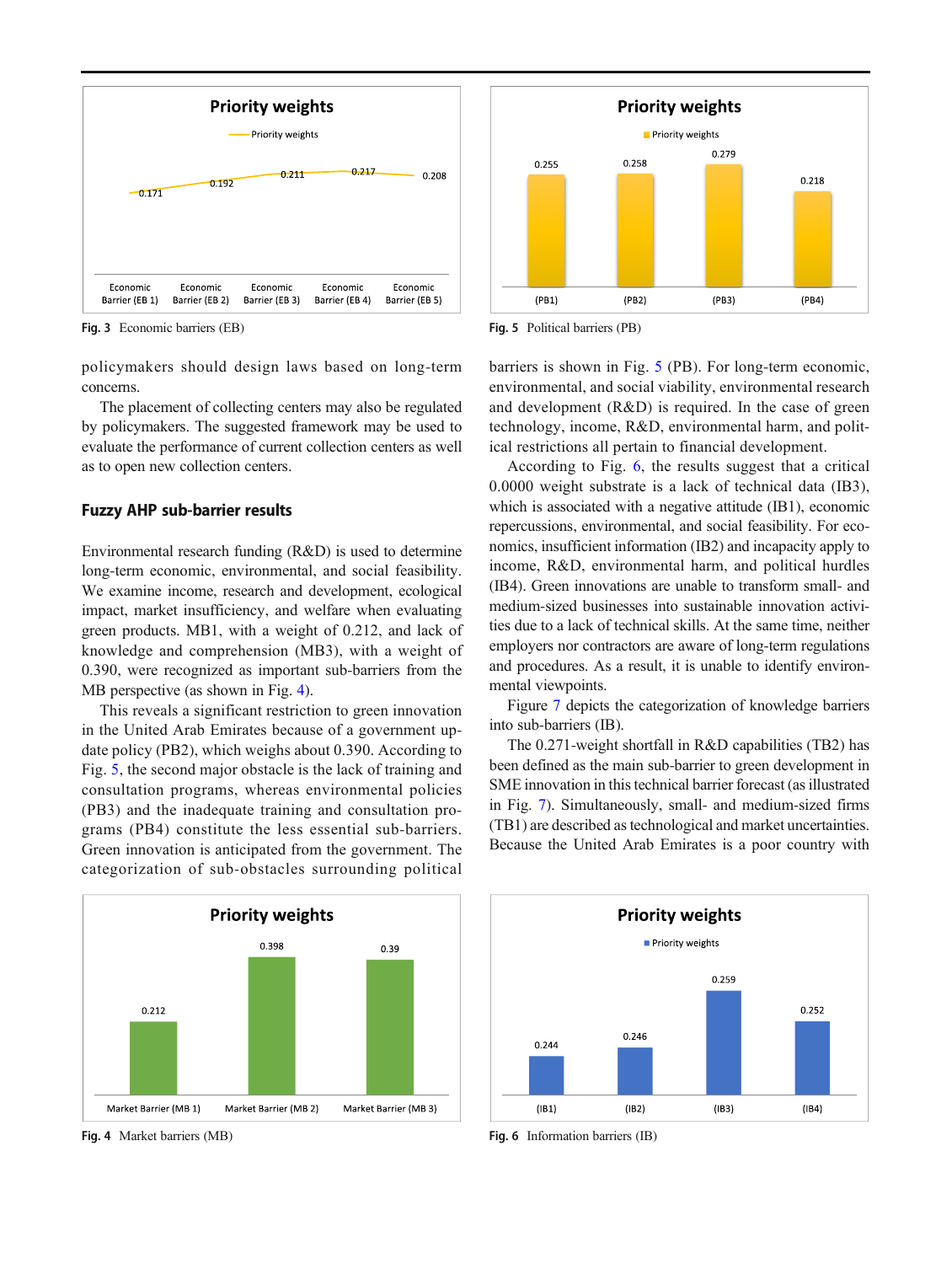Fig. 3 Economic barriers (EB)

Fig. 5 Political barriers (PB)

policymakers should design laws based on long-term concerns.

The placement of collecting centers may also be regulated by policymakers. The suggested framework may be used to evaluate the performance of current collection centers as well as to open new collection centers.

## Fuzzy AHP sub-barrier results

Environmental research funding (R&D) is used to determine long-term economic, environmental, and social feasibility. We examine income, research and development, ecological impact, market insufficiency, and welfare when evaluating green products. MB1, with a weight of 0.212, and lack of knowledge and comprehension (MB3), with a weight of 0.390, were recognized as important sub-barriers from the MB perspective (as shown in Fig. 4).

This reveals a significant restriction to green innovation in the United Arab Emirates because of a government update policy (PB2), which weighs about 0.390. According to Fig. 5, the second major obstacle is the lack of training and consultation programs, whereas environmental policies (PB3) and the inadequate training and consultation programs (PB4) constitute the less essential sub-barriers. Green innovation is anticipated from the government. The categorization of sub-obstacles surrounding political barriers is shown in Fig. 5 (PB). For long-term economic, environmental, and social viability, environmental research and development (R&D) is required. In the case of green technology, income, R&D, environmental harm, and political restrictions all pertain to financial development.

According to Fig. 6, the results suggest that a critical 0.0000 weight substrate is a lack of technical data (IB3), which is associated with a negative attitude (IB1), economic repercussions, environmental, and social feasibility. For economics, insufficient information (IB2) and incapacity apply to income, R&D, environmental harm, and political hurdles (IB4). Green innovations are unable to transform small- and medium-sized businesses into sustainable innovation activities due to a lack of technical skills. At the same time, neither employers nor contractors are aware of long-term regulations and procedures. As a result, it is unable to identify environmental viewpoints.

Figure 7 depicts the categorization of knowledge barriers into sub-barriers (IB).

The 0.271-weight shortfall in R&D capabilities (TB2) has been defined as the main sub-barrier to green development in SME innovation in this technical barrier forecast (as illustrated in Fig. 7). Simultaneously, small- and medium-sized firms (TB1) are described as technological and market uncertainties. Because the United Arab Emirates is a poor country with

Fig. 4 Market barriers (MB)

Fig. 6 Information barriers (IB)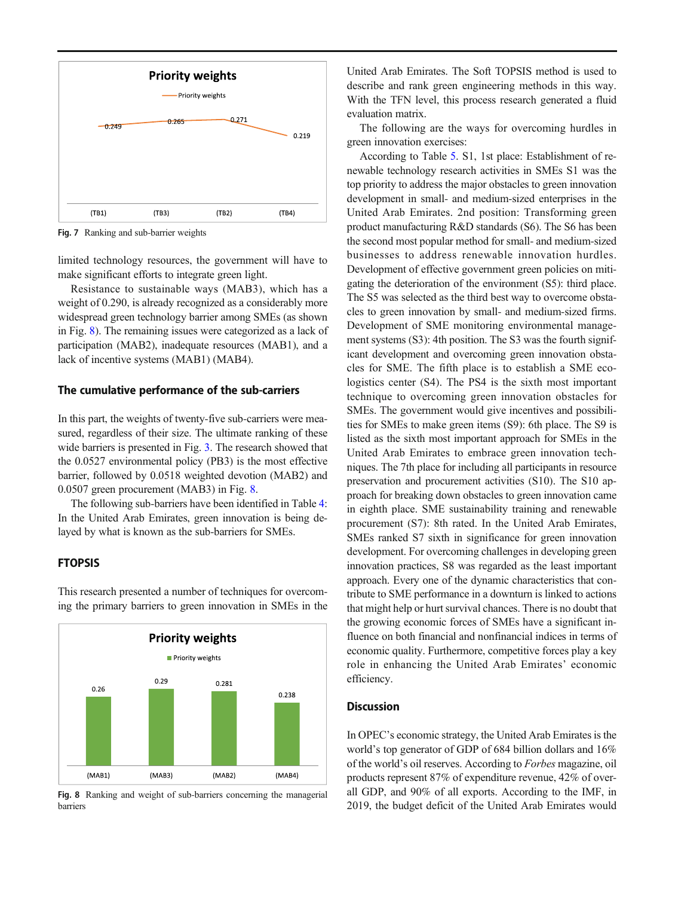Fig. 7 Ranking and sub-barrier weights

limited technology resources, the government will have to make significant efforts to integrate green light.

Resistance to sustainable ways (MAB3), which has a weight of 0.290, is already recognized as a considerably more widespread green technology barrier among SMEs (as shown in Fig. 8). The remaining issues were categorized as a lack of participation (MAB2), inadequate resources (MAB1), and a lack of incentive systems (MAB1) (MAB4).

### The cumulative performance of the sub-carriers

In this part, the weights of twenty-five sub-carriers were measured, regardless of their size. The ultimate ranking of these wide barriers is presented in Fig. 3. The research showed that the 0.0527 environmental policy (PB3) is the most effective barrier, followed by 0.0518 weighted devotion (MAB2) and 0.0507 green procurement (MAB3) in Fig. 8.

The following sub-barriers have been identified in Table 4: In the United Arab Emirates, green innovation is being delayed by what is known as the sub-barriers for SMEs.

### FTOPSIS

This research presented a number of techniques for overcoming the primary barriers to green innovation in SMEs in the United Arab Emirates. The Soft TOPSIS method is used to describe and rank green engineering methods in this way. With the TFN level, this process research generated a fluid evaluation matrix.

Fig. 8 Ranking and weight of sub-barriers concerning the managerial barriers

The following are the ways for overcoming hurdles in green innovation exercises:

According to Table 5. S1, 1st place: Establishment of renewable technology research activities in SMEs S1 was the top priority to address the major obstacles to green innovation development in small- and medium-sized enterprises in the United Arab Emirates. 2nd position: Transforming green product manufacturing R&D standards (S6). The S6 has been the second most popular method for small- and medium-sized businesses to address renewable innovation hurdles. Development of effective government green policies on mitigating the deterioration of the environment (S5): third place. The S5 was selected as the third best way to overcome obstacles to green innovation by small- and medium-sized firms. Development of SME monitoring environmental management systems (S3): 4th position. The S3 was the fourth significant development and overcoming green innovation obstacles for SME. The fifth place is to establish a SME eco-logistics center (S4). The PS4 is the sixth most important technique to overcoming green innovation obstacles for SMEs. The government would give incentives and possibilities for SMEs to make green items (S9): 6th place. The S9 is listed as the sixth most important approach for SMEs in the United Arab Emirates to embrace green innovation techniques. The 7th place for including all participants in resource preservation and procurement activities (S10). The S10 approach for breaking down obstacles to green innovation came in eighth place. SME sustainability training and renewable procurement (S7): 8th rated. In the United Arab Emirates, SMEs ranked S7 sixth in significance for green innovation development. For overcoming challenges in developing green innovation practices, S8 was regarded as the least important approach. Every one of the dynamic characteristics that contribute to SME performance in a downturn is linked to actions that might help or hurt survival chances. There is no doubt that the growing economic forces of SMEs have a significant influence on both financial and nonfinancial indices in terms of economic quality. Furthermore, competitive forces play a key role in enhancing the United Arab Emirates' economic efficiency.

### Discussion

In OPEC's economic strategy, the United Arab Emirates is the world's top generator of GDP of 684 billion dollars and 16% of the world's oil reserves. According to *Forbes* magazine, oil products represent 87% of expenditure revenue, 42% of overall GDP, and 90% of all exports. According to the IMF, in 2019, the budget deficit of the United Arab Emirates would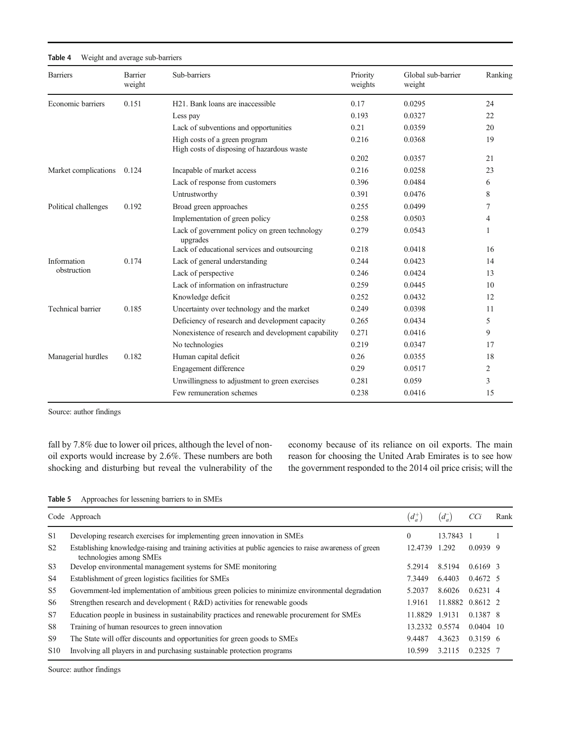**Table 4** Weight and average sub-barriers

| Barriers | Barrier weight | Sub-barriers | Priority weights | Global sub-barrier weight | Ranking |
|---|---|---|---|---|---|
| Economic barriers | 0.151 | H21. Bank loans are inaccessible | 0.17 | 0.0295 | 24 |
| | | Less pay | 0.193 | 0.0327 | 22 |
| | | Lack of subventions and opportunities | 0.21 | 0.0359 | 20 |
| | | High costs of a green program | 0.216 | 0.0368 | 19 |
| | | High costs of disposing of hazardous waste | 0.202 | 0.0357 | 21 |
| Market complications | 0.124 | Incapable of market access | 0.216 | 0.0258 | 23 |
| | | Lack of response from customers | 0.396 | 0.0484 | 6 |
| | | Untrustworthy | 0.391 | 0.0476 | 8 |
| Political challenges | 0.192 | Broad green approaches | 0.255 | 0.0499 | 7 |
| | | Implementation of green policy | 0.258 | 0.0503 | 4 |
| | | Lack of government policy on green technology upgrades | 0.279 | 0.0543 | 1 |
| | | Lack of educational services and outsourcing | 0.218 | 0.0418 | 16 |
| Information obstruction | 0.174 | Lack of general understanding | 0.244 | 0.0423 | 14 |
| | | Lack of perspective | 0.246 | 0.0424 | 13 |
| | | Lack of information on infrastructure | 0.259 | 0.0445 | 10 |
| | | Knowledge deficit | 0.252 | 0.0432 | 12 |
| Technical barrier | 0.185 | Uncertainty over technology and the market | 0.249 | 0.0398 | 11 |
| | | Deficiency of research and development capacity | 0.265 | 0.0434 | 5 |
| | | Nonexistence of research and development capability | 0.271 | 0.0416 | 9 |
| | | No technologies | 0.219 | 0.0347 | 17 |
| Managerial hurdles | 0.182 | Human capital deficit | 0.26 | 0.0355 | 18 |
| | | Engagement difference | 0.29 | 0.0517 | 2 |
| | | Unwillingness to adjustment to green exercises | 0.281 | 0.059 | 3 |
| | | Few remuneration schemes | 0.238 | 0.0416 | 15 |

Source: author findings

fall by 7.8% due to lower oil prices, although the level of non-oil exports would increase by 2.6%. These numbers are both shocking and disturbing but reveal the vulnerability of the economy because of its reliance on oil exports. The main reason for choosing the United Arab Emirates is to see how the government responded to the 2014 oil price crisis; will the

**Table 5** Approaches for lessening barriers to in SMEs

| Code | Approach | $(d_a^+)$ | $(d_a^-)$ | $CCi$ | Rank |
|---|---|---|---|---|---|
| S1 | Developing research exercises for implementing green innovation in SMEs | 0 | 13.7843 | 1 | 1 |
| S2 | Establishing knowledge-raising and training activities at public agencies to raise awareness of green technologies among SMEs | 12.4739 | 1.292 | 0.0939 | 9 |
| S3 | Develop environmental management systems for SME monitoring | 5.2914 | 8.5194 | 0.6169 | 3 |
| S4 | Establishment of green logistics facilities for SMEs | 7.3449 | 6.4403 | 0.4672 | 5 |
| S5 | Government-led implementation of ambitious green policies to minimize environmental degradation | 5.2037 | 8.6026 | 0.6231 | 4 |
| S6 | Strengthen research and development ( R&D) activities for renewable goods | 1.9161 | 11.8882 | 0.8612 | 2 |
| S7 | Education people in business in sustainability practices and renewable procurement for SMEs | 11.8829 | 1.9131 | 0.1387 | 8 |
| S8 | Training of human resources to green innovation | 13.2332 | 0.5574 | 0.0404 | 10 |
| S9 | The State will offer discounts and opportunities for green goods to SMEs | 9.4487 | 4.3623 | 0.3159 | 6 |
| S10 | Involving all players in and purchasing sustainable protection programs | 10.599 | 3.2115 | 0.2325 | 7 |

Source: author findings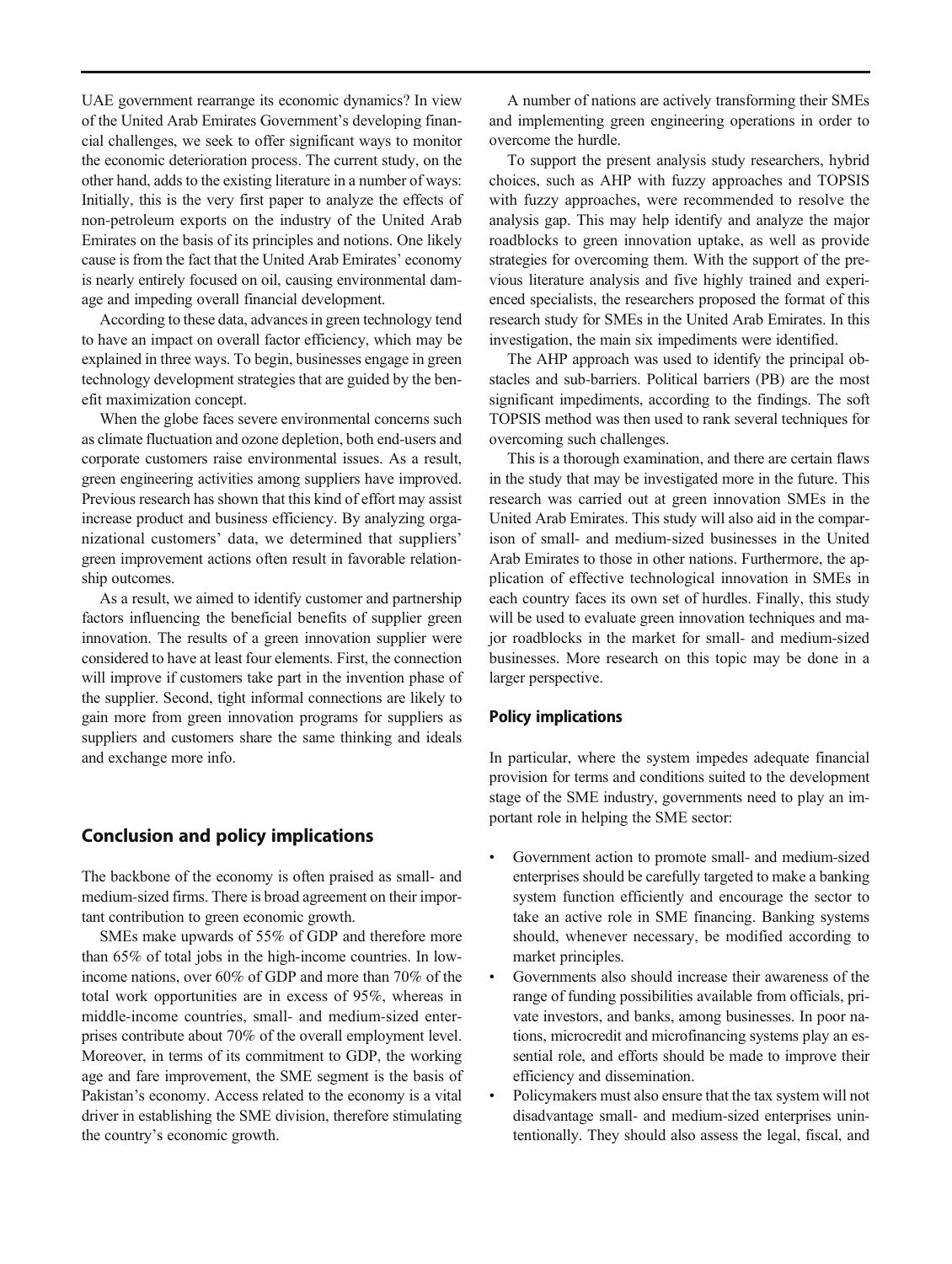UAE government rearrange its economic dynamics? In view of the United Arab Emirates Government's developing financial challenges, we seek to offer significant ways to monitor the economic deterioration process. The current study, on the other hand, adds to the existing literature in a number of ways: Initially, this is the very first paper to analyze the effects of non-petroleum exports on the industry of the United Arab Emirates on the basis of its principles and notions. One likely cause is from the fact that the United Arab Emirates' economy is nearly entirely focused on oil, causing environmental damage and impeding overall financial development.

According to these data, advances in green technology tend to have an impact on overall factor efficiency, which may be explained in three ways. To begin, businesses engage in green technology development strategies that are guided by the benefit maximization concept.

When the globe faces severe environmental concerns such as climate fluctuation and ozone depletion, both end-users and corporate customers raise environmental issues. As a result, green engineering activities among suppliers have improved. Previous research has shown that this kind of effort may assist increase product and business efficiency. By analyzing organizational customers' data, we determined that suppliers' green improvement actions often result in favorable relationship outcomes.

As a result, we aimed to identify customer and partnership factors influencing the beneficial benefits of supplier green innovation. The results of a green innovation supplier were considered to have at least four elements. First, the connection will improve if customers take part in the invention phase of the supplier. Second, tight informal connections are likely to gain more from green innovation programs for suppliers as suppliers and customers share the same thinking and ideals and exchange more info.

## Conclusion and policy implications

The backbone of the economy is often praised as small- and medium-sized firms. There is broad agreement on their important contribution to green economic growth.

SMEs make upwards of 55% of GDP and therefore more than 65% of total jobs in the high-income countries. In low-income nations, over 60% of GDP and more than 70% of the total work opportunities are in excess of 95%, whereas in middle-income countries, small- and medium-sized enterprises contribute about 70% of the overall employment level. Moreover, in terms of its commitment to GDP, the working age and fare improvement, the SME segment is the basis of Pakistan's economy. Access related to the economy is a vital driver in establishing the SME division, therefore stimulating the country's economic growth.

A number of nations are actively transforming their SMEs and implementing green engineering operations in order to overcome the hurdle.

To support the present analysis study researchers, hybrid choices, such as AHP with fuzzy approaches and TOPSIS with fuzzy approaches, were recommended to resolve the analysis gap. This may help identify and analyze the major roadblocks to green innovation uptake, as well as provide strategies for overcoming them. With the support of the previous literature analysis and five highly trained and experienced specialists, the researchers proposed the format of this research study for SMEs in the United Arab Emirates. In this investigation, the main six impediments were identified.

The AHP approach was used to identify the principal obstacles and sub-barriers. Political barriers (PB) are the most significant impediments, according to the findings. The soft TOPSIS method was then used to rank several techniques for overcoming such challenges.

This is a thorough examination, and there are certain flaws in the study that may be investigated more in the future. This research was carried out at green innovation SMEs in the United Arab Emirates. This study will also aid in the comparison of small- and medium-sized businesses in the United Arab Emirates to those in other nations. Furthermore, the application of effective technological innovation in SMEs in each country faces its own set of hurdles. Finally, this study will be used to evaluate green innovation techniques and major roadblocks in the market for small- and medium-sized businesses. More research on this topic may be done in a larger perspective.

### Policy implications

In particular, where the system impedes adequate financial provision for terms and conditions suited to the development stage of the SME industry, governments need to play an important role in helping the SME sector:

- Government action to promote small- and medium-sized enterprises should be carefully targeted to make a banking system function efficiently and encourage the sector to take an active role in SME financing. Banking systems should, whenever necessary, be modified according to market principles.
- Governments also should increase their awareness of the range of funding possibilities available from officials, private investors, and banks, among businesses. In poor nations, microcredit and microfinancing systems play an essential role, and efforts should be made to improve their efficiency and dissemination.
- Policymakers must also ensure that the tax system will not disadvantage small- and medium-sized enterprises unintentionally. They should also assess the legal, fiscal, and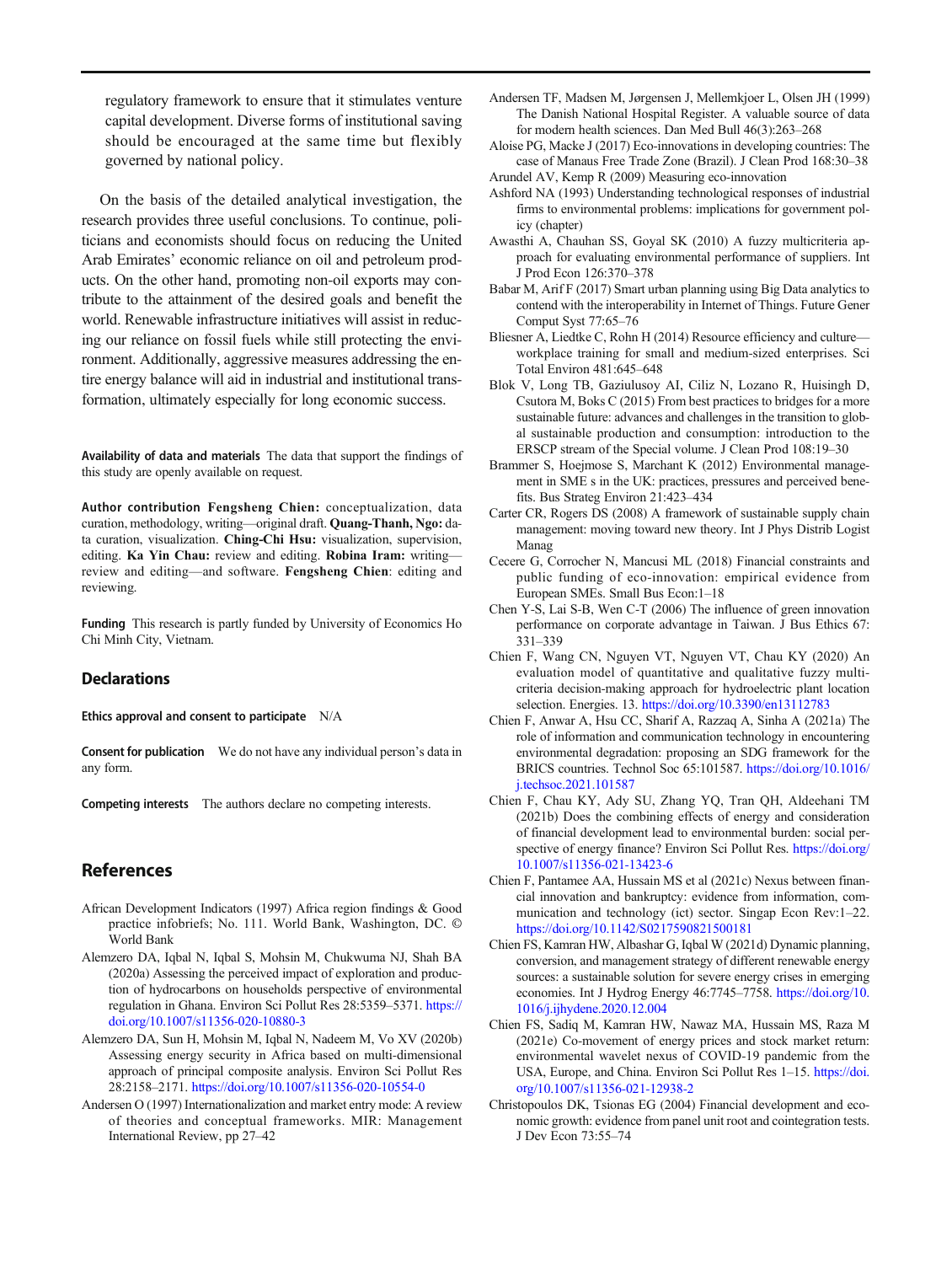regulatory framework to ensure that it stimulates venture capital development. Diverse forms of institutional saving should be encouraged at the same time but flexibly governed by national policy.

On the basis of the detailed analytical investigation, the research provides three useful conclusions. To continue, politicians and economists should focus on reducing the United Arab Emirates' economic reliance on oil and petroleum products. On the other hand, promoting non-oil exports may contribute to the attainment of the desired goals and benefit the world. Renewable infrastructure initiatives will assist in reducing our reliance on fossil fuels while still protecting the environment. Additionally, aggressive measures addressing the entire energy balance will aid in industrial and institutional transformation, ultimately especially for long economic success.

**Availability of data and materials** The data that support the findings of this study are openly available on request.

**Author contribution** **Fengsheng Chien:** conceptualization, data curation, methodology, writing—original draft. **Quang-Thanh, Ngo:** data curation, visualization. **Ching-Chi Hsu:** visualization, supervision, editing. **Ka Yin Chau:** review and editing. **Robina Iram:** writing—review and editing—and software. **Fengsheng Chien**: editing and reviewing.

**Funding** This research is partly funded by University of Economics Ho Chi Minh City, Vietnam.

## Declarations

**Ethics approval and consent to participate** N/A

**Consent for publication** We do not have any individual person's data in any form.

**Competing interests** The authors declare no competing interests.

## References

African Development Indicators (1997) Africa region findings & Good practice infobriefs; No. 111. World Bank, Washington, DC. © World Bank

Alemzero DA, Iqbal N, Iqbal S, Mohsin M, Chukwuma NJ, Shah BA (2020a) Assessing the perceived impact of exploration and production of hydrocarbons on households perspective of environmental regulation in Ghana. Environ Sci Pollut Res 28:5359–5371. https://doi.org/10.1007/s11356-020-10880-3

Alemzero DA, Sun H, Mohsin M, Iqbal N, Nadeem M, Vo XV (2020b) Assessing energy security in Africa based on multi-dimensional approach of principal composite analysis. Environ Sci Pollut Res 28:2158–2171. https://doi.org/10.1007/s11356-020-10554-0

Andersen O (1997) Internationalization and market entry mode: A review of theories and conceptual frameworks. MIR: Management International Review, pp 27–42

Andersen TF, Madsen M, Jørgensen J, Mellemkjoer L, Olsen JH (1999) The Danish National Hospital Register. A valuable source of data for modern health sciences. Dan Med Bull 46(3):263–268

Aloise PG, Macke J (2017) Eco-innovations in developing countries: The case of Manaus Free Trade Zone (Brazil). J Clean Prod 168:30–38

Arundel AV, Kemp R (2009) Measuring eco-innovation

Ashford NA (1993) Understanding technological responses of industrial firms to environmental problems: implications for government policy (chapter)

Awasthi A, Chauhan SS, Goyal SK (2010) A fuzzy multicriteria approach for evaluating environmental performance of suppliers. Int J Prod Econ 126:370–378

Babar M, Arif F (2017) Smart urban planning using Big Data analytics to contend with the interoperability in Internet of Things. Future Gener Comput Syst 77:65–76

Bliesner A, Liedtke C, Rohn H (2014) Resource efficiency and culture—workplace training for small and medium-sized enterprises. Sci Total Environ 481:645–648

Blok V, Long TB, Gaziulusoy AI, Ciliz N, Lozano R, Huisingh D, Csutora M, Boks C (2015) From best practices to bridges for a more sustainable future: advances and challenges in the transition to global sustainable production and consumption: introduction to the ERSCP stream of the Special volume. J Clean Prod 108:19–30

Brammer S, Hoejmose S, Marchant K (2012) Environmental management in SME s in the UK: practices, pressures and perceived benefits. Bus Strateg Environ 21:423–434

Carter CR, Rogers DS (2008) A framework of sustainable supply chain management: moving toward new theory. Int J Phys Distrib Logist Manag

Cecere G, Corrocher N, Mancusi ML (2018) Financial constraints and public funding of eco-innovation: empirical evidence from European SMEs. Small Bus Econ:1–18

Chen Y-S, Lai S-B, Wen C-T (2006) The influence of green innovation performance on corporate advantage in Taiwan. J Bus Ethics 67: 331–339

Chien F, Wang CN, Nguyen VT, Nguyen VT, Chau KY (2020) An evaluation model of quantitative and qualitative fuzzy multicriteria decision-making approach for hydroelectric plant location selection. Energies. 13. https://doi.org/10.3390/en13112783

Chien F, Anwar A, Hsu CC, Sharif A, Razzaq A, Sinha A (2021a) The role of information and communication technology in encountering environmental degradation: proposing an SDG framework for the BRICS countries. Technol Soc 65:101587. https://doi.org/10.1016/j.techsoc.2021.101587

Chien F, Chau KY, Ady SU, Zhang YQ, Tran QH, Aldeehani TM (2021b) Does the combining effects of energy and consideration of financial development lead to environmental burden: social perspective of energy finance? Environ Sci Pollut Res. https://doi.org/10.1007/s11356-021-13423-6

Chien F, Pantamee AA, Hussain MS et al (2021c) Nexus between financial innovation and bankruptcy: evidence from information, communication and technology (ict) sector. Singap Econ Rev:1–22. https://doi.org/10.1142/S0217590821500181

Chien FS, Kamran HW, Albashar G, Iqbal W (2021d) Dynamic planning, conversion, and management strategy of different renewable energy sources: a sustainable solution for severe energy crises in emerging economies. Int J Hydrog Energy 46:7745–7758. https://doi.org/10.1016/j.ijhydene.2020.12.004

Chien FS, Sadiq M, Kamran HW, Nawaz MA, Hussain MS, Raza M (2021e) Co-movement of energy prices and stock market return: environmental wavelet nexus of COVID-19 pandemic from the USA, Europe, and China. Environ Sci Pollut Res 1–15. https://doi.org/10.1007/s11356-021-12938-2

Christopoulos DK, Tsionas EG (2004) Financial development and economic growth: evidence from panel unit root and cointegration tests. J Dev Econ 73:55–74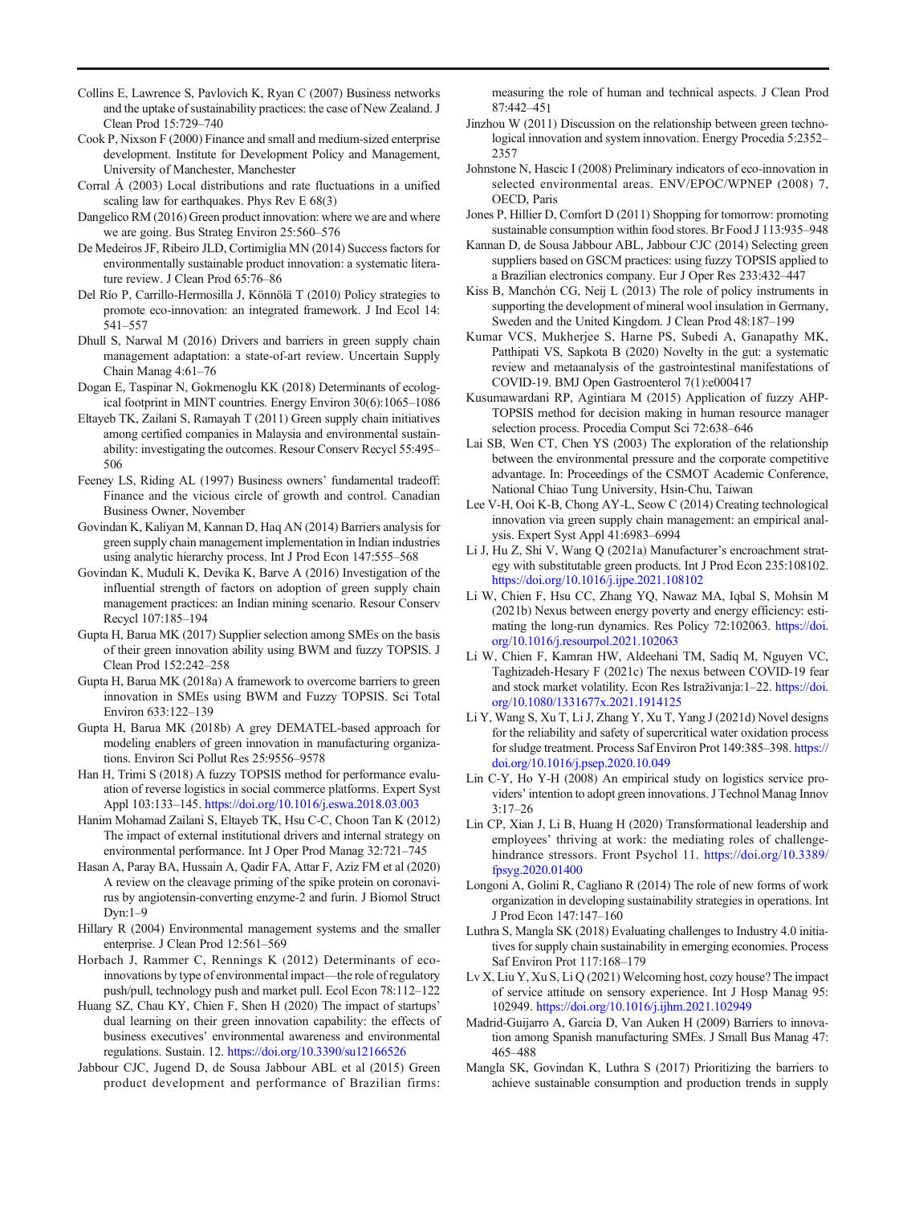Collins E, Lawrence S, Pavlovich K, Ryan C (2007) Business networks and the uptake of sustainability practices: the case of New Zealand. J Clean Prod 15:729–740

Cook P, Nixson F (2000) Finance and small and medium-sized enterprise development. Institute for Development Policy and Management, University of Manchester, Manchester

Corral Á (2003) Local distributions and rate fluctuations in a unified scaling law for earthquakes. Phys Rev E 68(3)

Dangelico RM (2016) Green product innovation: where we are and where we are going. Bus Strateg Environ 25:560–576

De Medeiros JF, Ribeiro JLD, Cortimiglia MN (2014) Success factors for environmentally sustainable product innovation: a systematic literature review. J Clean Prod 65:76–86

Del Río P, Carrillo-Hermosilla J, Könnölä T (2010) Policy strategies to promote eco-innovation: an integrated framework. J Ind Ecol 14: 541–557

Dhull S, Narwal M (2016) Drivers and barriers in green supply chain management adaptation: a state-of-art review. Uncertain Supply Chain Manag 4:61–76

Dogan E, Taspinar N, Gokmenoglu KK (2018) Determinants of ecological footprint in MINT countries. Energy Environ 30(6):1065–1086

Eltayeb TK, Zailani S, Ramayah T (2011) Green supply chain initiatives among certified companies in Malaysia and environmental sustainability: investigating the outcomes. Resour Conserv Recycl 55:495–506

Feeney LS, Riding AL (1997) Business owners' fundamental tradeoff: Finance and the vicious circle of growth and control. Canadian Business Owner, November

Govindan K, Kaliyan M, Kannan D, Haq AN (2014) Barriers analysis for green supply chain management implementation in Indian industries using analytic hierarchy process. Int J Prod Econ 147:555–568

Govindan K, Muduli K, Devika K, Barve A (2016) Investigation of the influential strength of factors on adoption of green supply chain management practices: an Indian mining scenario. Resour Conserv Recycl 107:185–194

Gupta H, Barua MK (2017) Supplier selection among SMEs on the basis of their green innovation ability using BWM and fuzzy TOPSIS. J Clean Prod 152:242–258

Gupta H, Barua MK (2018a) A framework to overcome barriers to green innovation in SMEs using BWM and Fuzzy TOPSIS. Sci Total Environ 633:122–139

Gupta H, Barua MK (2018b) A grey DEMATEL-based approach for modeling enablers of green innovation in manufacturing organizations. Environ Sci Pollut Res 25:9556–9578

Han H, Trimi S (2018) A fuzzy TOPSIS method for performance evaluation of reverse logistics in social commerce platforms. Expert Syst Appl 103:133–145. https://doi.org/10.1016/j.eswa.2018.03.003

Hanim Mohamad Zailani S, Eltayeb TK, Hsu C-C, Choon Tan K (2012) The impact of external institutional drivers and internal strategy on environmental performance. Int J Oper Prod Manag 32:721–745

Hasan A, Paray BA, Hussain A, Qadir FA, Attar F, Aziz FM et al (2020) A review on the cleavage priming of the spike protein on coronavirus by angiotensin-converting enzyme-2 and furin. J Biomol Struct Dyn:1–9

Hillary R (2004) Environmental management systems and the smaller enterprise. J Clean Prod 12:561–569

Horbach J, Rammer C, Rennings K (2012) Determinants of eco-innovations by type of environmental impact—the role of regulatory push/pull, technology push and market pull. Ecol Econ 78:112–122

Huang SZ, Chau KY, Chien F, Shen H (2020) The impact of startups' dual learning on their green innovation capability: the effects of business executives' environmental awareness and environmental regulations. Sustain. 12. https://doi.org/10.3390/su12166526

Jabbour CJC, Jugend D, de Sousa Jabbour ABL et al (2015) Green product development and performance of Brazilian firms: measuring the role of human and technical aspects. J Clean Prod 87:442–451

Jinzhou W (2011) Discussion on the relationship between green technological innovation and system innovation. Energy Procedia 5:2352–2357

Johnstone N, Hascic I (2008) Preliminary indicators of eco-innovation in selected environmental areas. ENV/EPOC/WPNEP (2008) 7, OECD, Paris

Jones P, Hillier D, Comfort D (2011) Shopping for tomorrow: promoting sustainable consumption within food stores. Br Food J 113:935–948

Kannan D, de Sousa Jabbour ABL, Jabbour CJC (2014) Selecting green suppliers based on GSCM practices: using fuzzy TOPSIS applied to a Brazilian electronics company. Eur J Oper Res 233:432–447

Kiss B, Manchón CG, Neij L (2013) The role of policy instruments in supporting the development of mineral wool insulation in Germany, Sweden and the United Kingdom. J Clean Prod 48:187–199

Kumar VCS, Mukherjee S, Harne PS, Subedi A, Ganapathy MK, Patthipati VS, Sapkota B (2020) Novelty in the gut: a systematic review and metaanalysis of the gastrointestinal manifestations of COVID-19. BMJ Open Gastroenterol 7(1):e000417

Kusumawardani RP, Agintiara M (2015) Application of fuzzy AHP-TOPSIS method for decision making in human resource manager selection process. Procedia Comput Sci 72:638–646

Lai SB, Wen CT, Chen YS (2003) The exploration of the relationship between the environmental pressure and the corporate competitive advantage. In: Proceedings of the CSMOT Academic Conference, National Chiao Tung University, Hsin-Chu, Taiwan

Lee V-H, Ooi K-B, Chong AY-L, Seow C (2014) Creating technological innovation via green supply chain management: an empirical analysis. Expert Syst Appl 41:6983–6994

Li J, Hu Z, Shi V, Wang Q (2021a) Manufacturer's encroachment strategy with substitutable green products. Int J Prod Econ 235:108102. https://doi.org/10.1016/j.ijpe.2021.108102

Li W, Chien F, Hsu CC, Zhang YQ, Nawaz MA, Iqbal S, Mohsin M (2021b) Nexus between energy poverty and energy efficiency: estimating the long-run dynamics. Res Policy 72:102063. https://doi.org/10.1016/j.resourpol.2021.102063

Li W, Chien F, Kamran HW, Aldeehani TM, Sadiq M, Nguyen VC, Taghizadeh-Hesary F (2021c) The nexus between COVID-19 fear and stock market volatility. Econ Res Istraživanja:1–22. https://doi.org/10.1080/1331677x.2021.1914125

Li Y, Wang S, Xu T, Li J, Zhang Y, Xu T, Yang J (2021d) Novel designs for the reliability and safety of supercritical water oxidation process for sludge treatment. Process Saf Environ Prot 149:385–398. https://doi.org/10.1016/j.psep.2020.10.049

Lin C-Y, Ho Y-H (2008) An empirical study on logistics service providers' intention to adopt green innovations. J Technol Manag Innov 3:17–26

Lin CP, Xian J, Li B, Huang H (2020) Transformational leadership and employees' thriving at work: the mediating roles of challenge-hindrance stressors. Front Psychol 11. https://doi.org/10.3389/fpsyg.2020.01400

Longoni A, Golini R, Cagliano R (2014) The role of new forms of work organization in developing sustainability strategies in operations. Int J Prod Econ 147:147–160

Luthra S, Mangla SK (2018) Evaluating challenges to Industry 4.0 initiatives for supply chain sustainability in emerging economies. Process Saf Environ Prot 117:168–179

Lv X, Liu Y, Xu S, Li Q (2021) Welcoming host, cozy house? The impact of service attitude on sensory experience. Int J Hosp Manag 95: 102949. https://doi.org/10.1016/j.ijhm.2021.102949

Madrid-Guijarro A, Garcia D, Van Auken H (2009) Barriers to innovation among Spanish manufacturing SMEs. J Small Bus Manag 47: 465–488

Mangla SK, Govindan K, Luthra S (2017) Prioritizing the barriers to achieve sustainable consumption and production trends in supply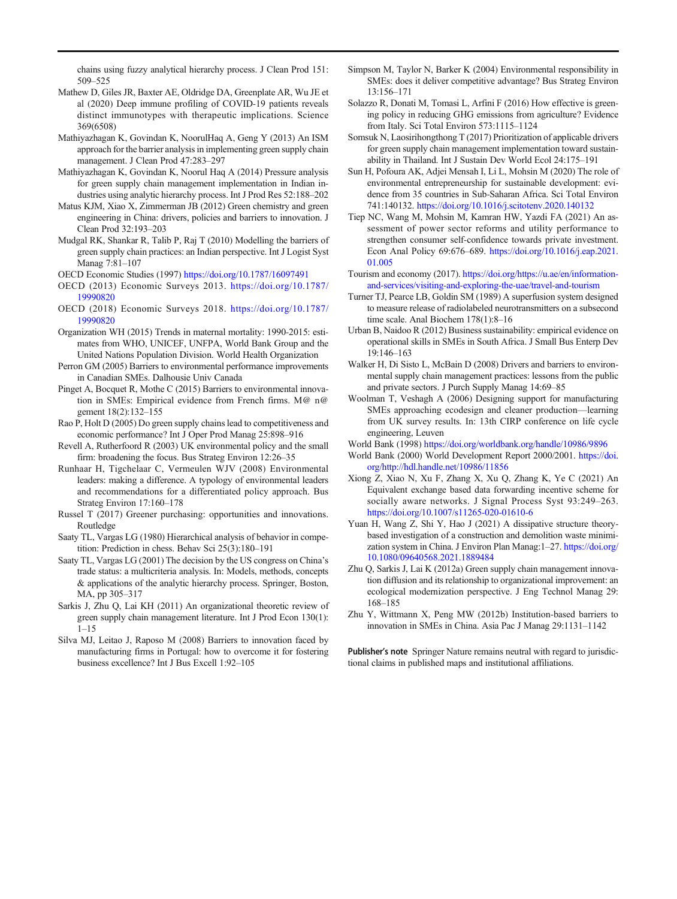chains using fuzzy analytical hierarchy process. J Clean Prod 151: 509–525

Mathew D, Giles JR, Baxter AE, Oldridge DA, Greenplate AR, Wu JE et al (2020) Deep immune profiling of COVID-19 patients reveals distinct immunotypes with therapeutic implications. Science 369(6508)

Mathiyazhagan K, Govindan K, NoorulHaq A, Geng Y (2013) An ISM approach for the barrier analysis in implementing green supply chain management. J Clean Prod 47:283–297

Mathiyazhagan K, Govindan K, Noorul Haq A (2014) Pressure analysis for green supply chain management implementation in Indian industries using analytic hierarchy process. Int J Prod Res 52:188–202

Matus KJM, Xiao X, Zimmerman JB (2012) Green chemistry and green engineering in China: drivers, policies and barriers to innovation. J Clean Prod 32:193–203

Mudgal RK, Shankar R, Talib P, Raj T (2010) Modelling the barriers of green supply chain practices: an Indian perspective. Int J Logist Syst Manag 7:81–107

OECD Economic Studies (1997) https://doi.org/10.1787/16097491

OECD (2013) Economic Surveys 2013. https://doi.org/10.1787/19990820

OECD (2018) Economic Surveys 2018. https://doi.org/10.1787/19990820

Organization WH (2015) Trends in maternal mortality: 1990-2015: estimates from WHO, UNICEF, UNFPA, World Bank Group and the United Nations Population Division. World Health Organization

Perron GM (2005) Barriers to environmental performance improvements in Canadian SMEs. Dalhousie Univ Canada

Pinget A, Bocquet R, Mothe C (2015) Barriers to environmental innovation in SMEs: Empirical evidence from French firms. M@ n@ gement 18(2):132–155

Rao P, Holt D (2005) Do green supply chains lead to competitiveness and economic performance? Int J Oper Prod Manag 25:898–916

Revell A, Rutherfoord R (2003) UK environmental policy and the small firm: broadening the focus. Bus Strateg Environ 12:26–35

Runhaar H, Tigchelaar C, Vermeulen WJV (2008) Environmental leaders: making a difference. A typology of environmental leaders and recommendations for a differentiated policy approach. Bus Strateg Environ 17:160–178

Russel T (2017) Greener purchasing: opportunities and innovations. Routledge

Saaty TL, Vargas LG (1980) Hierarchical analysis of behavior in competition: Prediction in chess. Behav Sci 25(3):180–191

Saaty TL, Vargas LG (2001) The decision by the US congress on China's trade status: a multicriteria analysis. In: Models, methods, concepts & applications of the analytic hierarchy process. Springer, Boston, MA, pp 305–317

Sarkis J, Zhu Q, Lai KH (2011) An organizational theoretic review of green supply chain management literature. Int J Prod Econ 130(1): 1–15

Silva MJ, Leitao J, Raposo M (2008) Barriers to innovation faced by manufacturing firms in Portugal: how to overcome it for fostering business excellence? Int J Bus Excell 1:92–105

Simpson M, Taylor N, Barker K (2004) Environmental responsibility in SMEs: does it deliver competitive advantage? Bus Strateg Environ 13:156–171

Solazzo R, Donati M, Tomasi L, Arfini F (2016) How effective is greening policy in reducing GHG emissions from agriculture? Evidence from Italy. Sci Total Environ 573:1115–1124

Somsuk N, Laosirihongthong T (2017) Prioritization of applicable drivers for green supply chain management implementation toward sustainability in Thailand. Int J Sustain Dev World Ecol 24:175–191

Sun H, Pofoura AK, Adjei Mensah I, Li L, Mohsin M (2020) The role of environmental entrepreneurship for sustainable development: evidence from 35 countries in Sub-Saharan Africa. Sci Total Environ 741:140132. https://doi.org/10.1016/j.scitotenv.2020.140132

Tiep NC, Wang M, Mohsin M, Kamran HW, Yazdi FA (2021) An assessment of power sector reforms and utility performance to strengthen consumer self-confidence towards private investment. Econ Anal Policy 69:676–689. https://doi.org/10.1016/j.eap.2021.01.005

Tourism and economy (2017). https://doi.org/https://u.ae/en/information-and-services/visiting-and-exploring-the-uae/travel-and-tourism

Turner TJ, Pearce LB, Goldin SM (1989) A superfusion system designed to measure release of radiolabeled neurotransmitters on a subsecond time scale. Anal Biochem 178(1):8–16

Urban B, Naidoo R (2012) Business sustainability: empirical evidence on operational skills in SMEs in South Africa. J Small Bus Enterp Dev 19:146–163

Walker H, Di Sisto L, McBain D (2008) Drivers and barriers to environmental supply chain management practices: lessons from the public and private sectors. J Purch Supply Manag 14:69–85

Woolman T, Veshagh A (2006) Designing support for manufacturing SMEs approaching ecodesign and cleaner production—learning from UK survey results. In: 13th CIRP conference on life cycle engineering, Leuven

World Bank (1998) https://doi.org/worldbank.org/handle/10986/9896

World Bank (2000) World Development Report 2000/2001. https://doi.org/http://hdl.handle.net/10986/11856

Xiong Z, Xiao N, Xu F, Zhang X, Xu Q, Zhang K, Ye C (2021) An Equivalent exchange based data forwarding incentive scheme for socially aware networks. J Signal Process Syst 93:249–263. https://doi.org/10.1007/s11265-020-01610-6

Yuan H, Wang Z, Shi Y, Hao J (2021) A dissipative structure theory-based investigation of a construction and demolition waste minimization system in China. J Environ Plan Manag:1–27. https://doi.org/10.1080/09640568.2021.1889484

Zhu Q, Sarkis J, Lai K (2012a) Green supply chain management innovation diffusion and its relationship to organizational improvement: an ecological modernization perspective. J Eng Technol Manag 29: 168–185

Zhu Y, Wittmann X, Peng MW (2012b) Institution-based barriers to innovation in SMEs in China. Asia Pac J Manag 29:1131–1142

**Publisher's note** Springer Nature remains neutral with regard to jurisdictional claims in published maps and institutional affiliations.